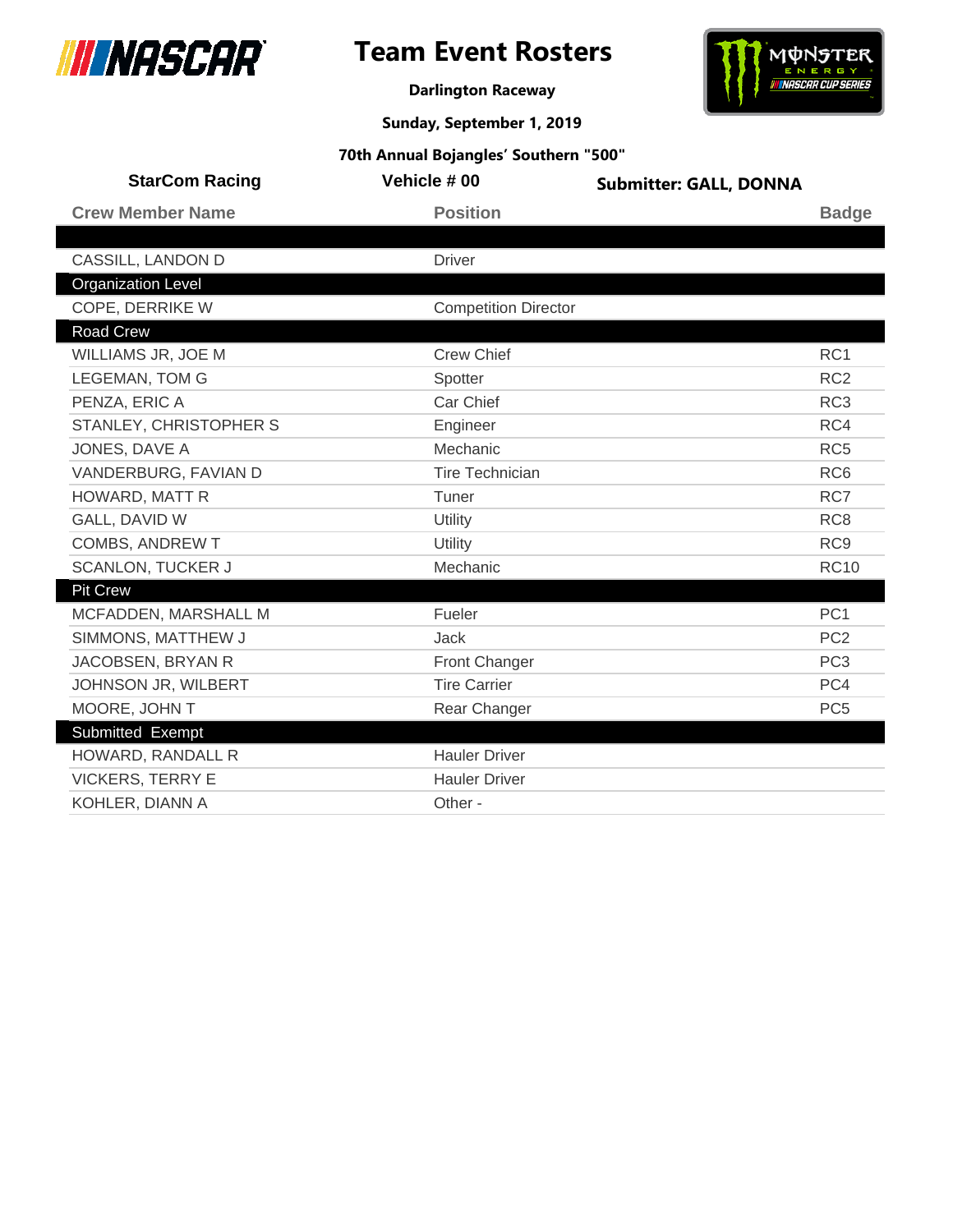# Team Event Rosters

**Darlington Raceway**

**Sunday, September 1, 2019**

**70th Annual Bojangles' Southern "500"**

**StarCom Racing** | **Vehicle # 00** | **Submitter: GALL, DONNA**

| Crew Member Name | Position | Badge |
| --- | --- | --- |
| | | |
| CASSILL, LANDON D | Driver | |
| **Organization Level** | | |
| COPE, DERRIKE W | Competition Director | |
| **Road Crew** | | |
| WILLIAMS JR, JOE M | Crew Chief | RC1 |
| LEGEMAN, TOM G | Spotter | RC2 |
| PENZA, ERIC A | Car Chief | RC3 |
| STANLEY, CHRISTOPHER S | Engineer | RC4 |
| JONES, DAVE A | Mechanic | RC5 |
| VANDERBURG, FAVIAN D | Tire Technician | RC6 |
| HOWARD, MATT R | Tuner | RC7 |
| GALL, DAVID W | Utility | RC8 |
| COMBS, ANDREW T | Utility | RC9 |
| SCANLON, TUCKER J | Mechanic | RC10 |
| **Pit Crew** | | |
| MCFADDEN, MARSHALL M | Fueler | PC1 |
| SIMMONS, MATTHEW J | Jack | PC2 |
| JACOBSEN, BRYAN R | Front Changer | PC3 |
| JOHNSON JR, WILBERT | Tire Carrier | PC4 |
| MOORE, JOHN T | Rear Changer | PC5 |
| **Submitted Exempt** | | |
| HOWARD, RANDALL R | Hauler Driver | |
| VICKERS, TERRY E | Hauler Driver | |
| KOHLER, DIANN A | Other - | |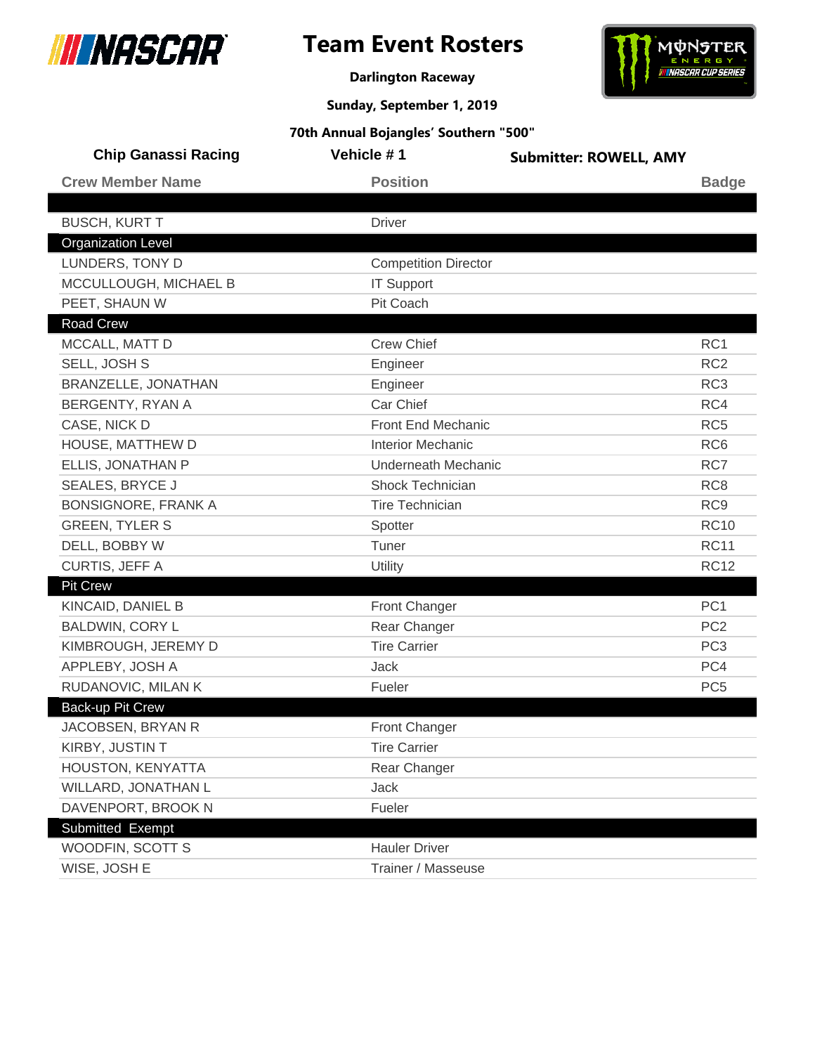# Team Event Rosters

**Darlington Raceway**

**Sunday, September 1, 2019**

**70th Annual Bojangles' Southern "500"**

**Chip Ganassi Racing** | **Vehicle # 1** | **Submitter: ROWELL, AMY**

| Crew Member Name | Position | Badge |
|---|---|---|
| | | |
| BUSCH, KURT T | Driver | |
| **Organization Level** | | |
| LUNDERS, TONY D | Competition Director | |
| MCCULLOUGH, MICHAEL B | IT Support | |
| PEET, SHAUN W | Pit Coach | |
| **Road Crew** | | |
| MCCALL, MATT D | Crew Chief | RC1 |
| SELL, JOSH S | Engineer | RC2 |
| BRANZELLE, JONATHAN | Engineer | RC3 |
| BERGENTY, RYAN A | Car Chief | RC4 |
| CASE, NICK D | Front End Mechanic | RC5 |
| HOUSE, MATTHEW D | Interior Mechanic | RC6 |
| ELLIS, JONATHAN P | Underneath Mechanic | RC7 |
| SEALES, BRYCE J | Shock Technician | RC8 |
| BONSIGNORE, FRANK A | Tire Technician | RC9 |
| GREEN, TYLER S | Spotter | RC10 |
| DELL, BOBBY W | Tuner | RC11 |
| CURTIS, JEFF A | Utility | RC12 |
| **Pit Crew** | | |
| KINCAID, DANIEL B | Front Changer | PC1 |
| BALDWIN, CORY L | Rear Changer | PC2 |
| KIMBROUGH, JEREMY D | Tire Carrier | PC3 |
| APPLEBY, JOSH A | Jack | PC4 |
| RUDANOVIC, MILAN K | Fueler | PC5 |
| **Back-up Pit Crew** | | |
| JACOBSEN, BRYAN R | Front Changer | |
| KIRBY, JUSTIN T | Tire Carrier | |
| HOUSTON, KENYATTA | Rear Changer | |
| WILLARD, JONATHAN L | Jack | |
| DAVENPORT, BROOK N | Fueler | |
| **Submitted Exempt** | | |
| WOODFIN, SCOTT S | Hauler Driver | |
| WISE, JOSH E | Trainer / Masseuse | |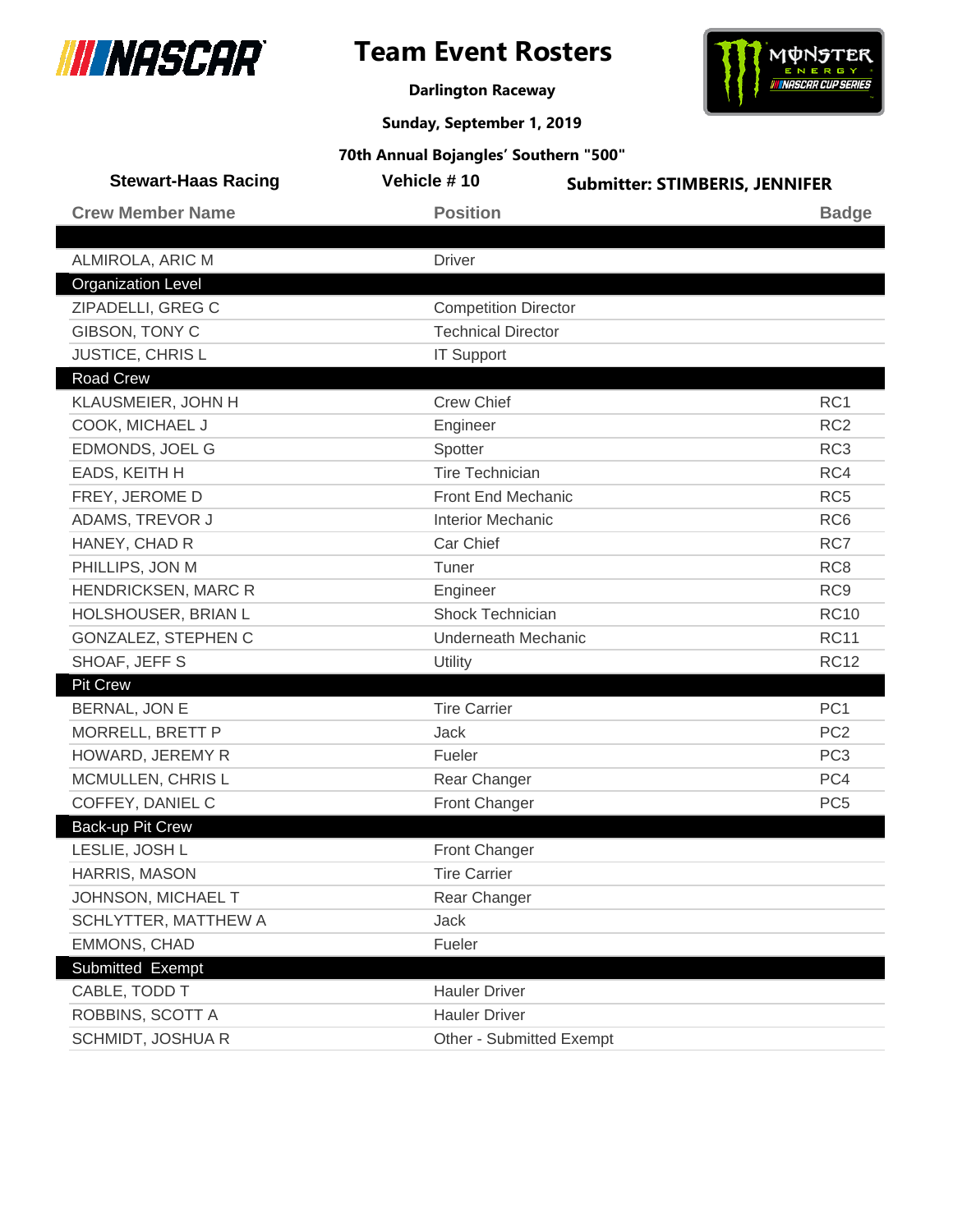# Team Event Rosters

**Darlington Raceway**

**Sunday, September 1, 2019**

**70th Annual Bojangles' Southern "500"**

**Stewart-Haas Racing** | **Vehicle # 10** | **Submitter: STIMBERIS, JENNIFER**

| Crew Member Name | Position | Badge |
|---|---|---|
| | | |
| ALMIROLA, ARIC M | Driver | |
| **Organization Level** | | |
| ZIPADELLI, GREG C | Competition Director | |
| GIBSON, TONY C | Technical Director | |
| JUSTICE, CHRIS L | IT Support | |
| **Road Crew** | | |
| KLAUSMEIER, JOHN H | Crew Chief | RC1 |
| COOK, MICHAEL J | Engineer | RC2 |
| EDMONDS, JOEL G | Spotter | RC3 |
| EADS, KEITH H | Tire Technician | RC4 |
| FREY, JEROME D | Front End Mechanic | RC5 |
| ADAMS, TREVOR J | Interior Mechanic | RC6 |
| HANEY, CHAD R | Car Chief | RC7 |
| PHILLIPS, JON M | Tuner | RC8 |
| HENDRICKSEN, MARC R | Engineer | RC9 |
| HOLSHOUSER, BRIAN L | Shock Technician | RC10 |
| GONZALEZ, STEPHEN C | Underneath Mechanic | RC11 |
| SHOAF, JEFF S | Utility | RC12 |
| **Pit Crew** | | |
| BERNAL, JON E | Tire Carrier | PC1 |
| MORRELL, BRETT P | Jack | PC2 |
| HOWARD, JEREMY R | Fueler | PC3 |
| MCMULLEN, CHRIS L | Rear Changer | PC4 |
| COFFEY, DANIEL C | Front Changer | PC5 |
| **Back-up Pit Crew** | | |
| LESLIE, JOSH L | Front Changer | |
| HARRIS, MASON | Tire Carrier | |
| JOHNSON, MICHAEL T | Rear Changer | |
| SCHLYTTER, MATTHEW A | Jack | |
| EMMONS, CHAD | Fueler | |
| **Submitted Exempt** | | |
| CABLE, TODD T | Hauler Driver | |
| ROBBINS, SCOTT A | Hauler Driver | |
| SCHMIDT, JOSHUA R | Other - Submitted Exempt | |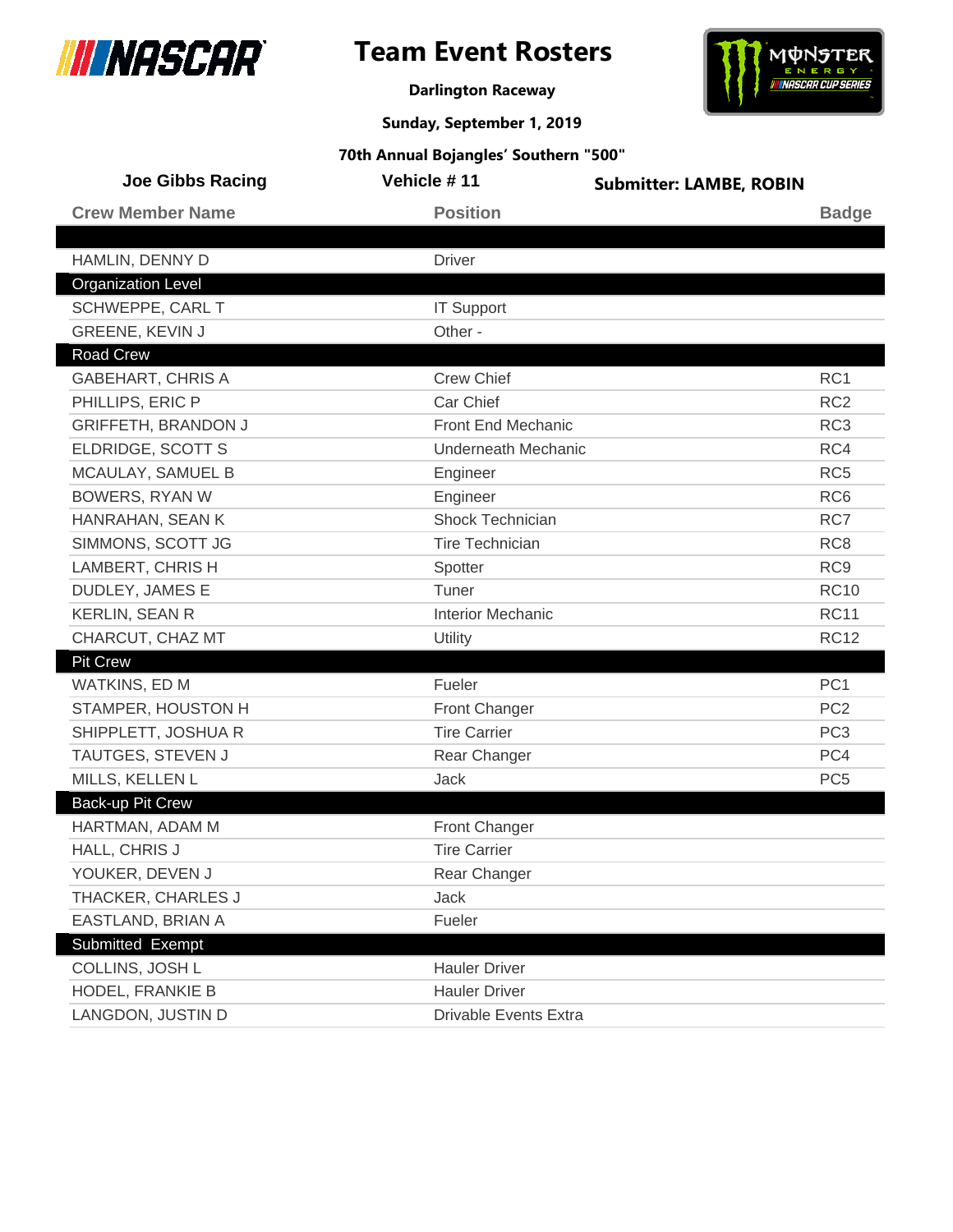# Team Event Rosters

**Darlington Raceway**

**Sunday, September 1, 2019**

**70th Annual Bojangles' Southern "500"**

**Joe Gibbs Racing** | **Vehicle # 11** | **Submitter: LAMBE, ROBIN**

| Crew Member Name | Position | Badge |
|---|---|---|
| | | |
| HAMLIN, DENNY D | Driver | |
| **Organization Level** | | |
| SCHWEPPE, CARL T | IT Support | |
| GREENE, KEVIN J | Other - | |
| **Road Crew** | | |
| GABEHART, CHRIS A | Crew Chief | RC1 |
| PHILLIPS, ERIC P | Car Chief | RC2 |
| GRIFFETH, BRANDON J | Front End Mechanic | RC3 |
| ELDRIDGE, SCOTT S | Underneath Mechanic | RC4 |
| MCAULAY, SAMUEL B | Engineer | RC5 |
| BOWERS, RYAN W | Engineer | RC6 |
| HANRAHAN, SEAN K | Shock Technician | RC7 |
| SIMMONS, SCOTT JG | Tire Technician | RC8 |
| LAMBERT, CHRIS H | Spotter | RC9 |
| DUDLEY, JAMES E | Tuner | RC10 |
| KERLIN, SEAN R | Interior Mechanic | RC11 |
| CHARCUT, CHAZ MT | Utility | RC12 |
| **Pit Crew** | | |
| WATKINS, ED M | Fueler | PC1 |
| STAMPER, HOUSTON H | Front Changer | PC2 |
| SHIPPLETT, JOSHUA R | Tire Carrier | PC3 |
| TAUTGES, STEVEN J | Rear Changer | PC4 |
| MILLS, KELLEN L | Jack | PC5 |
| **Back-up Pit Crew** | | |
| HARTMAN, ADAM M | Front Changer | |
| HALL, CHRIS J | Tire Carrier | |
| YOUKER, DEVEN J | Rear Changer | |
| THACKER, CHARLES J | Jack | |
| EASTLAND, BRIAN A | Fueler | |
| **Submitted Exempt** | | |
| COLLINS, JOSH L | Hauler Driver | |
| HODEL, FRANKIE B | Hauler Driver | |
| LANGDON, JUSTIN D | Drivable Events Extra | |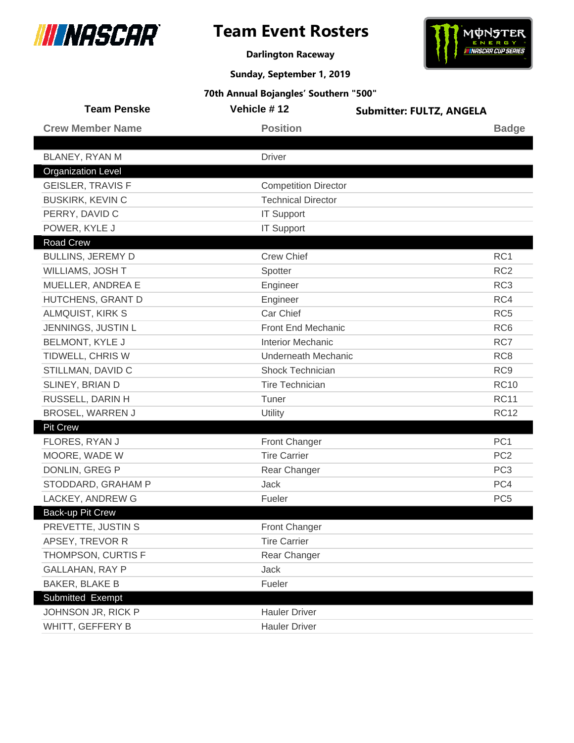# Team Event Rosters

**Darlington Raceway**

**Sunday, September 1, 2019**

**70th Annual Bojangles' Southern "500"**

**Team Penske** | **Vehicle # 12** | **Submitter: FULTZ, ANGELA**

| Crew Member Name | Position | Badge |
|---|---|---|
| BLANEY, RYAN M | Driver | |
| **Organization Level** | | |
| GEISLER, TRAVIS F | Competition Director | |
| BUSKIRK, KEVIN C | Technical Director | |
| PERRY, DAVID C | IT Support | |
| POWER, KYLE J | IT Support | |
| **Road Crew** | | |
| BULLINS, JEREMY D | Crew Chief | RC1 |
| WILLIAMS, JOSH T | Spotter | RC2 |
| MUELLER, ANDREA E | Engineer | RC3 |
| HUTCHENS, GRANT D | Engineer | RC4 |
| ALMQUIST, KIRK S | Car Chief | RC5 |
| JENNINGS, JUSTIN L | Front End Mechanic | RC6 |
| BELMONT, KYLE J | Interior Mechanic | RC7 |
| TIDWELL, CHRIS W | Underneath Mechanic | RC8 |
| STILLMAN, DAVID C | Shock Technician | RC9 |
| SLINEY, BRIAN D | Tire Technician | RC10 |
| RUSSELL, DARIN H | Tuner | RC11 |
| BROSEL, WARREN J | Utility | RC12 |
| **Pit Crew** | | |
| FLORES, RYAN J | Front Changer | PC1 |
| MOORE, WADE W | Tire Carrier | PC2 |
| DONLIN, GREG P | Rear Changer | PC3 |
| STODDARD, GRAHAM P | Jack | PC4 |
| LACKEY, ANDREW G | Fueler | PC5 |
| **Back-up Pit Crew** | | |
| PREVETTE, JUSTIN S | Front Changer | |
| APSEY, TREVOR R | Tire Carrier | |
| THOMPSON, CURTIS F | Rear Changer | |
| GALLAHAN, RAY P | Jack | |
| BAKER, BLAKE B | Fueler | |
| **Submitted Exempt** | | |
| JOHNSON JR, RICK P | Hauler Driver | |
| WHITT, GEFFERY B | Hauler Driver | |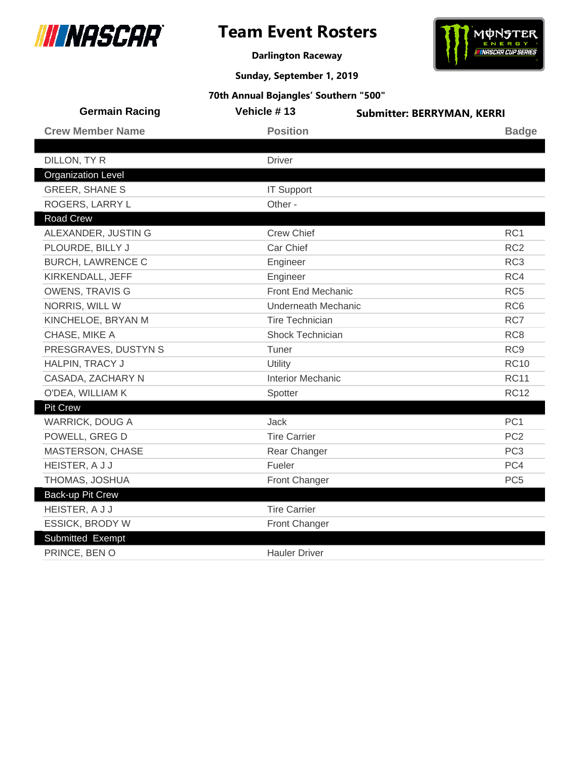# Team Event Rosters

**Darlington Raceway**

**Sunday, September 1, 2019**

**70th Annual Bojangles' Southern "500"**

**Germain Racing** | **Vehicle # 13** | **Submitter: BERRYMAN, KERRI**

| Crew Member Name | Position | Badge |
| --- | --- | --- |
| | | |
| DILLON, TY R | Driver | |
| **Organization Level** | | |
| GREER, SHANE S | IT Support | |
| ROGERS, LARRY L | Other - | |
| **Road Crew** | | |
| ALEXANDER, JUSTIN G | Crew Chief | RC1 |
| PLOURDE, BILLY J | Car Chief | RC2 |
| BURCH, LAWRENCE C | Engineer | RC3 |
| KIRKENDALL, JEFF | Engineer | RC4 |
| OWENS, TRAVIS G | Front End Mechanic | RC5 |
| NORRIS, WILL W | Underneath Mechanic | RC6 |
| KINCHELOE, BRYAN M | Tire Technician | RC7 |
| CHASE, MIKE A | Shock Technician | RC8 |
| PRESGRAVES, DUSTYN S | Tuner | RC9 |
| HALPIN, TRACY J | Utility | RC10 |
| CASADA, ZACHARY N | Interior Mechanic | RC11 |
| O'DEA, WILLIAM K | Spotter | RC12 |
| **Pit Crew** | | |
| WARRICK, DOUG A | Jack | PC1 |
| POWELL, GREG D | Tire Carrier | PC2 |
| MASTERSON, CHASE | Rear Changer | PC3 |
| HEISTER, A J J | Fueler | PC4 |
| THOMAS, JOSHUA | Front Changer | PC5 |
| **Back-up Pit Crew** | | |
| HEISTER, A J J | Tire Carrier | |
| ESSICK, BRODY W | Front Changer | |
| **Submitted Exempt** | | |
| PRINCE, BEN O | Hauler Driver | |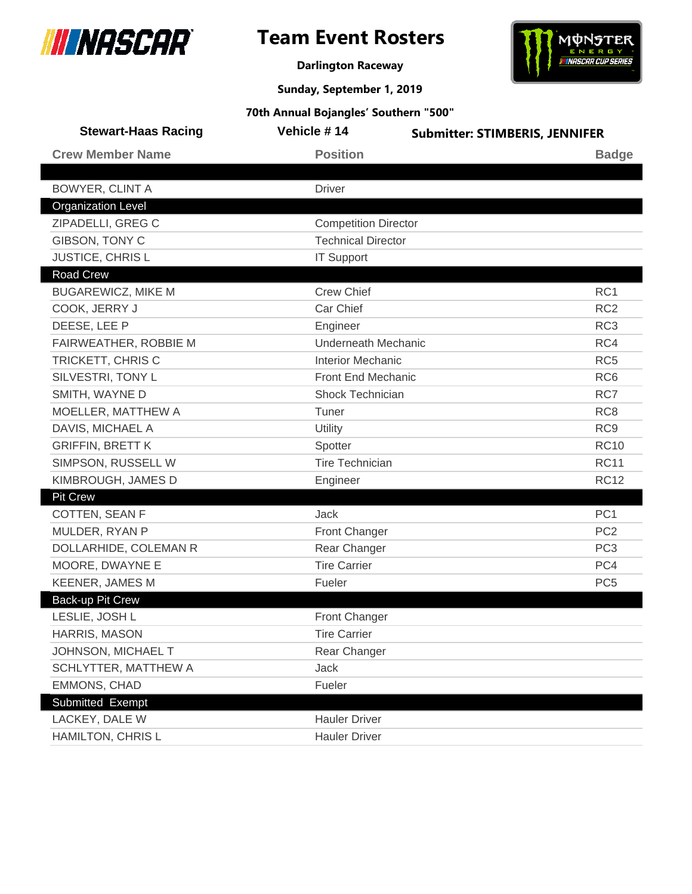# Team Event Rosters

**Darlington Raceway**

**Sunday, September 1, 2019**

**70th Annual Bojangles' Southern "500"**

**Stewart-Haas Racing** | **Vehicle # 14** | **Submitter: STIMBERIS, JENNIFER**

| Crew Member Name | Position | Badge |
|---|---|---|
| | | |
| BOWYER, CLINT A | Driver | |
| **Organization Level** | | |
| ZIPADELLI, GREG C | Competition Director | |
| GIBSON, TONY C | Technical Director | |
| JUSTICE, CHRIS L | IT Support | |
| **Road Crew** | | |
| BUGAREWICZ, MIKE M | Crew Chief | RC1 |
| COOK, JERRY J | Car Chief | RC2 |
| DEESE, LEE P | Engineer | RC3 |
| FAIRWEATHER, ROBBIE M | Underneath Mechanic | RC4 |
| TRICKETT, CHRIS C | Interior Mechanic | RC5 |
| SILVESTRI, TONY L | Front End Mechanic | RC6 |
| SMITH, WAYNE D | Shock Technician | RC7 |
| MOELLER, MATTHEW A | Tuner | RC8 |
| DAVIS, MICHAEL A | Utility | RC9 |
| GRIFFIN, BRETT K | Spotter | RC10 |
| SIMPSON, RUSSELL W | Tire Technician | RC11 |
| KIMBROUGH, JAMES D | Engineer | RC12 |
| **Pit Crew** | | |
| COTTEN, SEAN F | Jack | PC1 |
| MULDER, RYAN P | Front Changer | PC2 |
| DOLLARHIDE, COLEMAN R | Rear Changer | PC3 |
| MOORE, DWAYNE E | Tire Carrier | PC4 |
| KEENER, JAMES M | Fueler | PC5 |
| **Back-up Pit Crew** | | |
| LESLIE, JOSH L | Front Changer | |
| HARRIS, MASON | Tire Carrier | |
| JOHNSON, MICHAEL T | Rear Changer | |
| SCHLYTTER, MATTHEW A | Jack | |
| EMMONS, CHAD | Fueler | |
| **Submitted Exempt** | | |
| LACKEY, DALE W | Hauler Driver | |
| HAMILTON, CHRIS L | Hauler Driver | |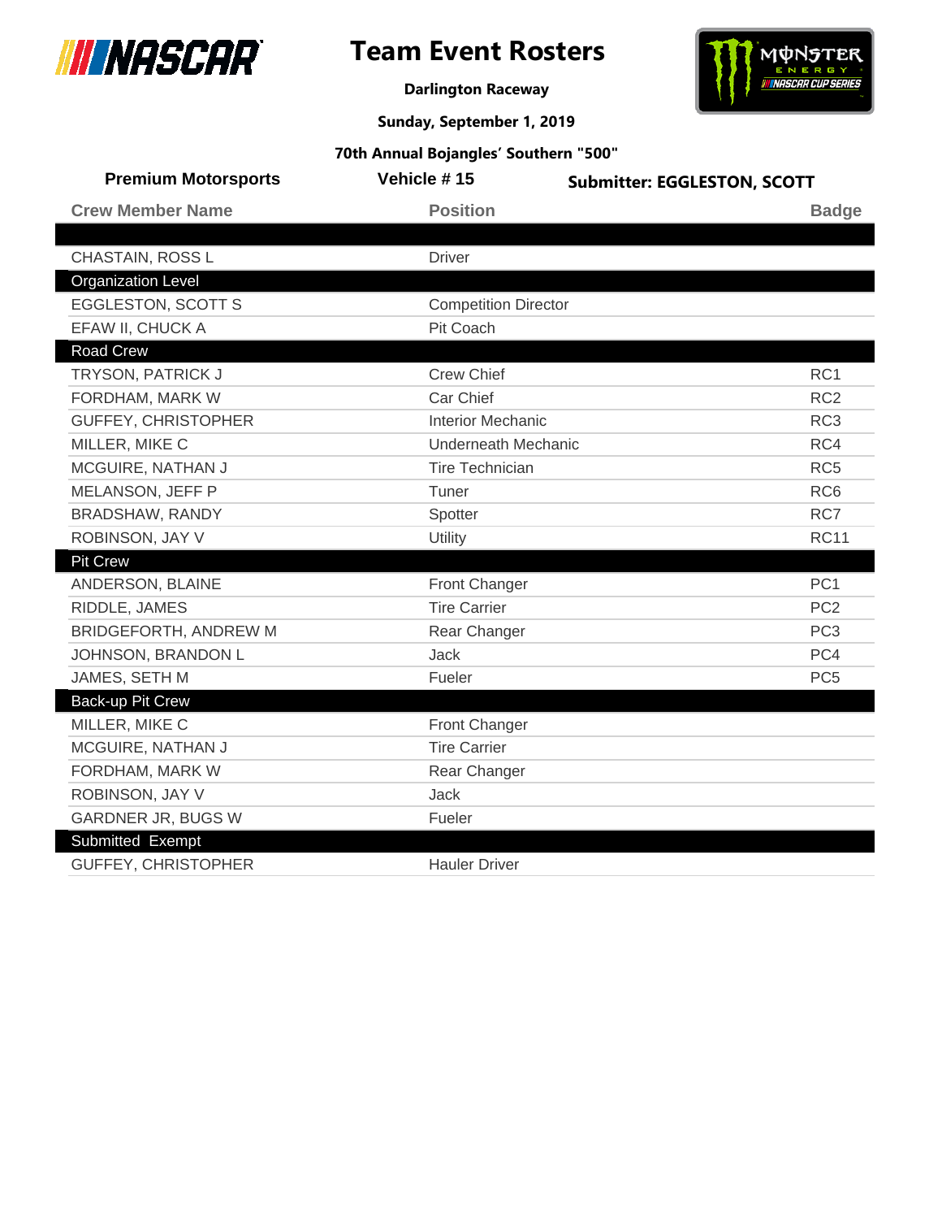# Team Event Rosters

**Darlington Raceway**

**Sunday, September 1, 2019**

**70th Annual Bojangles' Southern "500"**

**Premium Motorsports** | **Vehicle # 15** | **Submitter: EGGLESTON, SCOTT**

| Crew Member Name | Position | Badge |
|---|---|---|
| | | |
| CHASTAIN, ROSS L | Driver | |
| **Organization Level** | | |
| EGGLESTON, SCOTT S | Competition Director | |
| EFAW II, CHUCK A | Pit Coach | |
| **Road Crew** | | |
| TRYSON, PATRICK J | Crew Chief | RC1 |
| FORDHAM, MARK W | Car Chief | RC2 |
| GUFFEY, CHRISTOPHER | Interior Mechanic | RC3 |
| MILLER, MIKE C | Underneath Mechanic | RC4 |
| MCGUIRE, NATHAN J | Tire Technician | RC5 |
| MELANSON, JEFF P | Tuner | RC6 |
| BRADSHAW, RANDY | Spotter | RC7 |
| ROBINSON, JAY V | Utility | RC11 |
| **Pit Crew** | | |
| ANDERSON, BLAINE | Front Changer | PC1 |
| RIDDLE, JAMES | Tire Carrier | PC2 |
| BRIDGEFORTH, ANDREW M | Rear Changer | PC3 |
| JOHNSON, BRANDON L | Jack | PC4 |
| JAMES, SETH M | Fueler | PC5 |
| **Back-up Pit Crew** | | |
| MILLER, MIKE C | Front Changer | |
| MCGUIRE, NATHAN J | Tire Carrier | |
| FORDHAM, MARK W | Rear Changer | |
| ROBINSON, JAY V | Jack | |
| GARDNER JR, BUGS W | Fueler | |
| **Submitted Exempt** | | |
| GUFFEY, CHRISTOPHER | Hauler Driver | |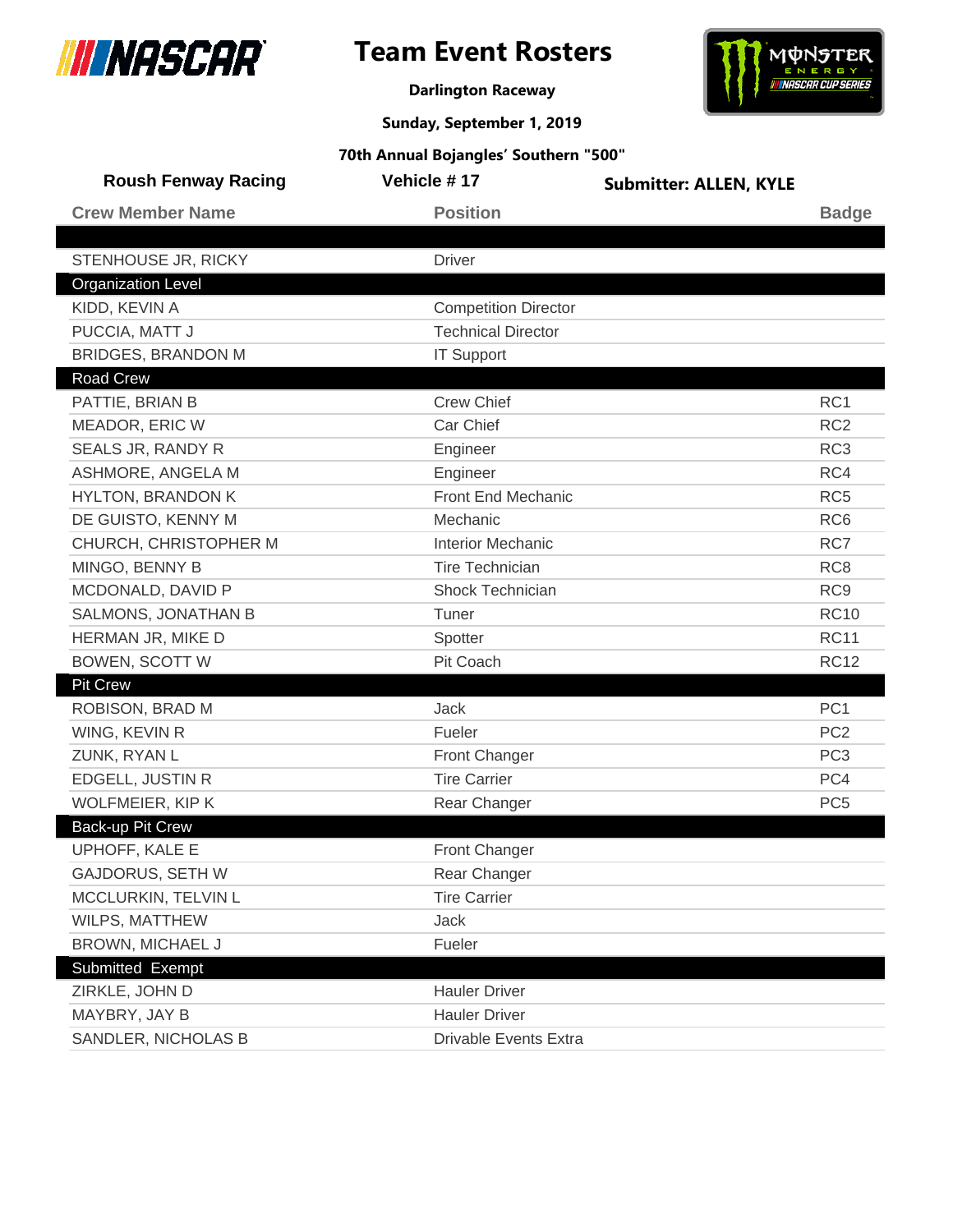# Team Event Rosters

**Darlington Raceway**

**Sunday, September 1, 2019**

**70th Annual Bojangles' Southern "500"**

**Roush Fenway Racing** | **Vehicle # 17** | **Submitter: ALLEN, KYLE**

| Crew Member Name | Position | Badge |
|---|---|---|
| | | |
| STENHOUSE JR, RICKY | Driver | |
| **Organization Level** | | |
| KIDD, KEVIN A | Competition Director | |
| PUCCIA, MATT J | Technical Director | |
| BRIDGES, BRANDON M | IT Support | |
| **Road Crew** | | |
| PATTIE, BRIAN B | Crew Chief | RC1 |
| MEADOR, ERIC W | Car Chief | RC2 |
| SEALS JR, RANDY R | Engineer | RC3 |
| ASHMORE, ANGELA M | Engineer | RC4 |
| HYLTON, BRANDON K | Front End Mechanic | RC5 |
| DE GUISTO, KENNY M | Mechanic | RC6 |
| CHURCH, CHRISTOPHER M | Interior Mechanic | RC7 |
| MINGO, BENNY B | Tire Technician | RC8 |
| MCDONALD, DAVID P | Shock Technician | RC9 |
| SALMONS, JONATHAN B | Tuner | RC10 |
| HERMAN JR, MIKE D | Spotter | RC11 |
| BOWEN, SCOTT W | Pit Coach | RC12 |
| **Pit Crew** | | |
| ROBISON, BRAD M | Jack | PC1 |
| WING, KEVIN R | Fueler | PC2 |
| ZUNK, RYAN L | Front Changer | PC3 |
| EDGELL, JUSTIN R | Tire Carrier | PC4 |
| WOLFMEIER, KIP K | Rear Changer | PC5 |
| **Back-up Pit Crew** | | |
| UPHOFF, KALE E | Front Changer | |
| GAJDORUS, SETH W | Rear Changer | |
| MCCLURKIN, TELVIN L | Tire Carrier | |
| WILPS, MATTHEW | Jack | |
| BROWN, MICHAEL J | Fueler | |
| **Submitted Exempt** | | |
| ZIRKLE, JOHN D | Hauler Driver | |
| MAYBRY, JAY B | Hauler Driver | |
| SANDLER, NICHOLAS B | Drivable Events Extra | |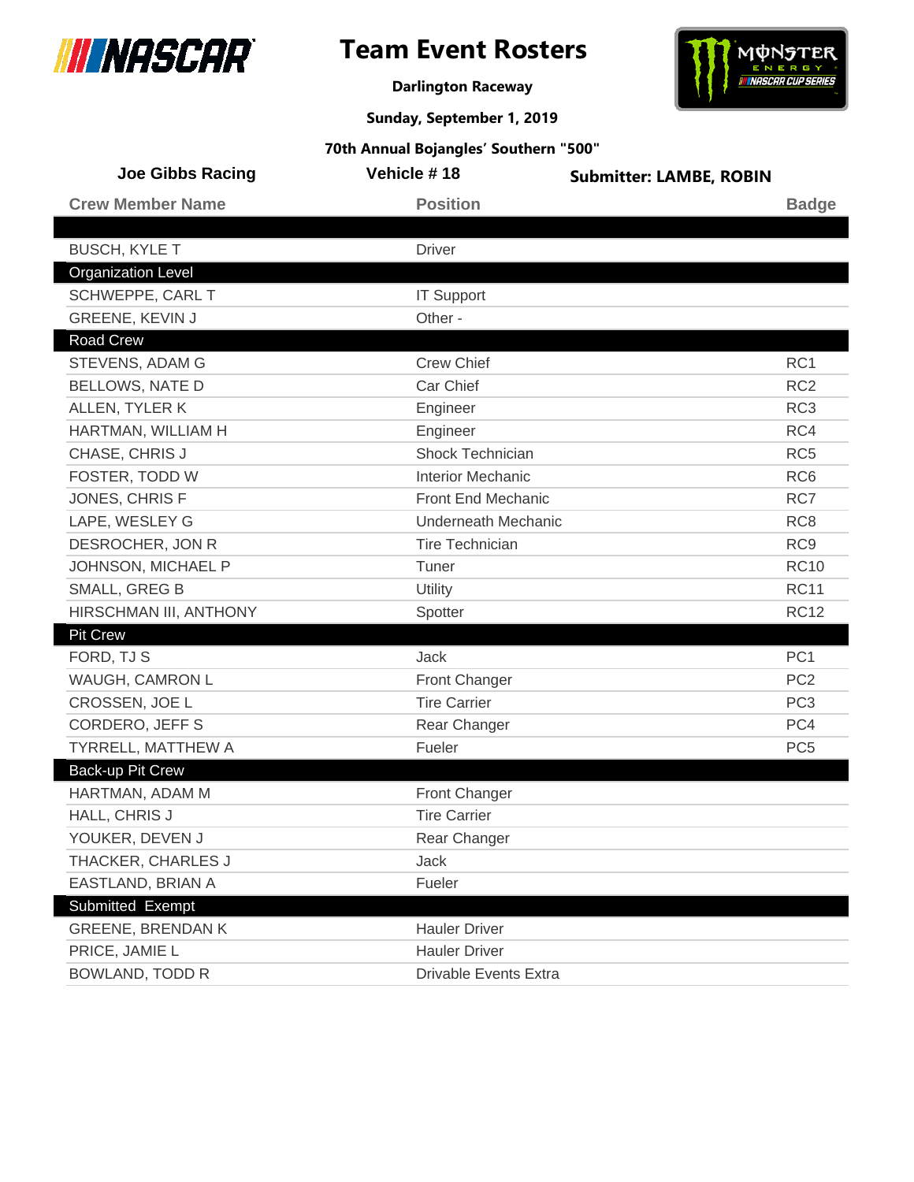# Team Event Rosters

**Darlington Raceway**

**Sunday, September 1, 2019**

**70th Annual Bojangles' Southern "500"**

**Joe Gibbs Racing** | **Vehicle # 18** | **Submitter: LAMBE, ROBIN**

| Crew Member Name | Position | Badge |
|---|---|---|
| | | |
| BUSCH, KYLE T | Driver | |
| **Organization Level** | | |
| SCHWEPPE, CARL T | IT Support | |
| GREENE, KEVIN J | Other - | |
| **Road Crew** | | |
| STEVENS, ADAM G | Crew Chief | RC1 |
| BELLOWS, NATE D | Car Chief | RC2 |
| ALLEN, TYLER K | Engineer | RC3 |
| HARTMAN, WILLIAM H | Engineer | RC4 |
| CHASE, CHRIS J | Shock Technician | RC5 |
| FOSTER, TODD W | Interior Mechanic | RC6 |
| JONES, CHRIS F | Front End Mechanic | RC7 |
| LAPE, WESLEY G | Underneath Mechanic | RC8 |
| DESROCHER, JON R | Tire Technician | RC9 |
| JOHNSON, MICHAEL P | Tuner | RC10 |
| SMALL, GREG B | Utility | RC11 |
| HIRSCHMAN III, ANTHONY | Spotter | RC12 |
| **Pit Crew** | | |
| FORD, TJ S | Jack | PC1 |
| WAUGH, CAMRON L | Front Changer | PC2 |
| CROSSEN, JOE L | Tire Carrier | PC3 |
| CORDERO, JEFF S | Rear Changer | PC4 |
| TYRRELL, MATTHEW A | Fueler | PC5 |
| **Back-up Pit Crew** | | |
| HARTMAN, ADAM M | Front Changer | |
| HALL, CHRIS J | Tire Carrier | |
| YOUKER, DEVEN J | Rear Changer | |
| THACKER, CHARLES J | Jack | |
| EASTLAND, BRIAN A | Fueler | |
| **Submitted Exempt** | | |
| GREENE, BRENDAN K | Hauler Driver | |
| PRICE, JAMIE L | Hauler Driver | |
| BOWLAND, TODD R | Drivable Events Extra | |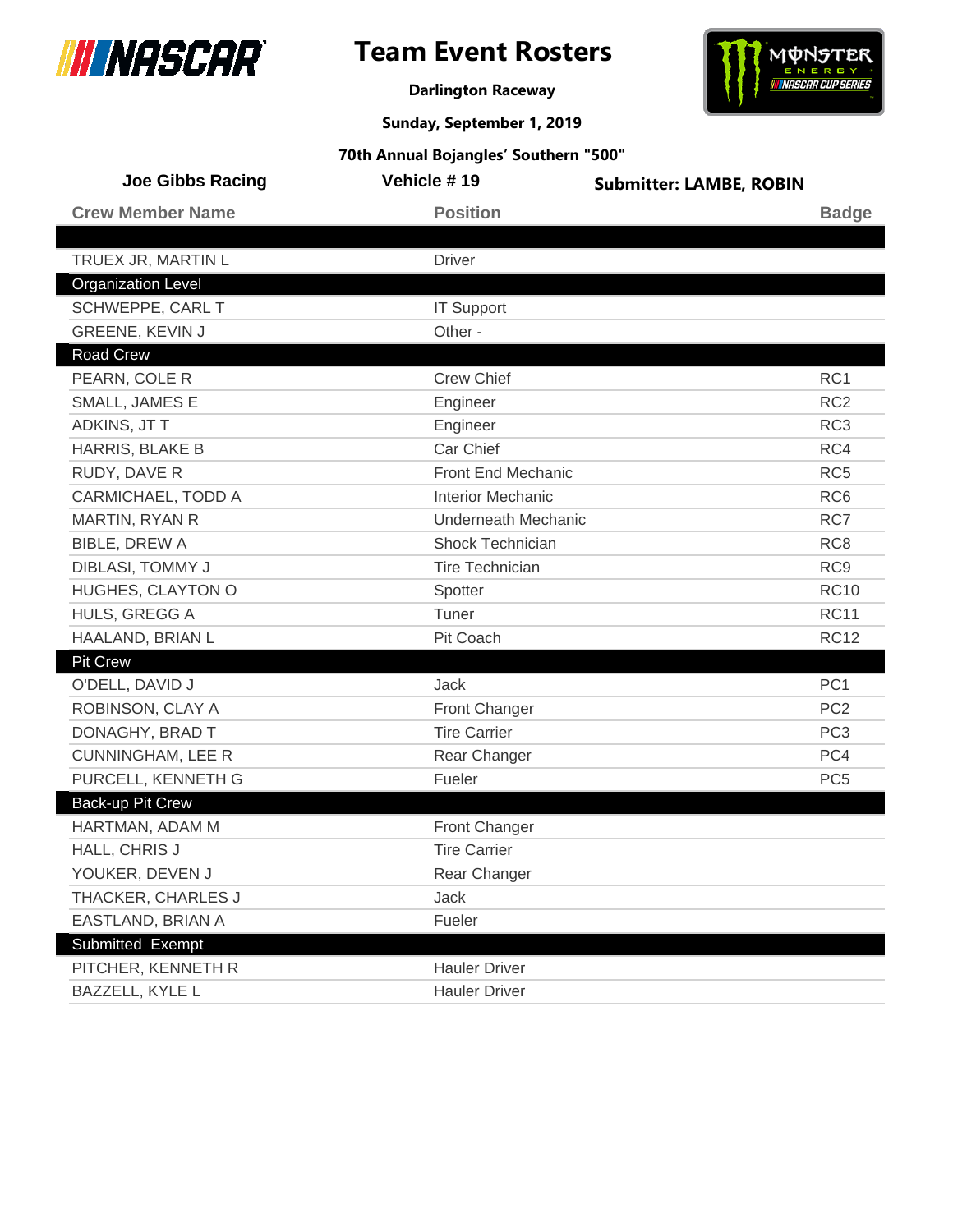# Team Event Rosters

**Darlington Raceway**

**Sunday, September 1, 2019**

**70th Annual Bojangles' Southern "500"**

**Joe Gibbs Racing** | **Vehicle # 19** | **Submitter: LAMBE, ROBIN**

| Crew Member Name | Position | Badge |
|---|---|---|
| TRUEX JR, MARTIN L | Driver | |
| **Organization Level** | | |
| SCHWEPPE, CARL T | IT Support | |
| GREENE, KEVIN J | Other - | |
| **Road Crew** | | |
| PEARN, COLE R | Crew Chief | RC1 |
| SMALL, JAMES E | Engineer | RC2 |
| ADKINS, JT T | Engineer | RC3 |
| HARRIS, BLAKE B | Car Chief | RC4 |
| RUDY, DAVE R | Front End Mechanic | RC5 |
| CARMICHAEL, TODD A | Interior Mechanic | RC6 |
| MARTIN, RYAN R | Underneath Mechanic | RC7 |
| BIBLE, DREW A | Shock Technician | RC8 |
| DIBLASI, TOMMY J | Tire Technician | RC9 |
| HUGHES, CLAYTON O | Spotter | RC10 |
| HULS, GREGG A | Tuner | RC11 |
| HAALAND, BRIAN L | Pit Coach | RC12 |
| **Pit Crew** | | |
| O'DELL, DAVID J | Jack | PC1 |
| ROBINSON, CLAY A | Front Changer | PC2 |
| DONAGHY, BRAD T | Tire Carrier | PC3 |
| CUNNINGHAM, LEE R | Rear Changer | PC4 |
| PURCELL, KENNETH G | Fueler | PC5 |
| **Back-up Pit Crew** | | |
| HARTMAN, ADAM M | Front Changer | |
| HALL, CHRIS J | Tire Carrier | |
| YOUKER, DEVEN J | Rear Changer | |
| THACKER, CHARLES J | Jack | |
| EASTLAND, BRIAN A | Fueler | |
| **Submitted Exempt** | | |
| PITCHER, KENNETH R | Hauler Driver | |
| BAZZELL, KYLE L | Hauler Driver | |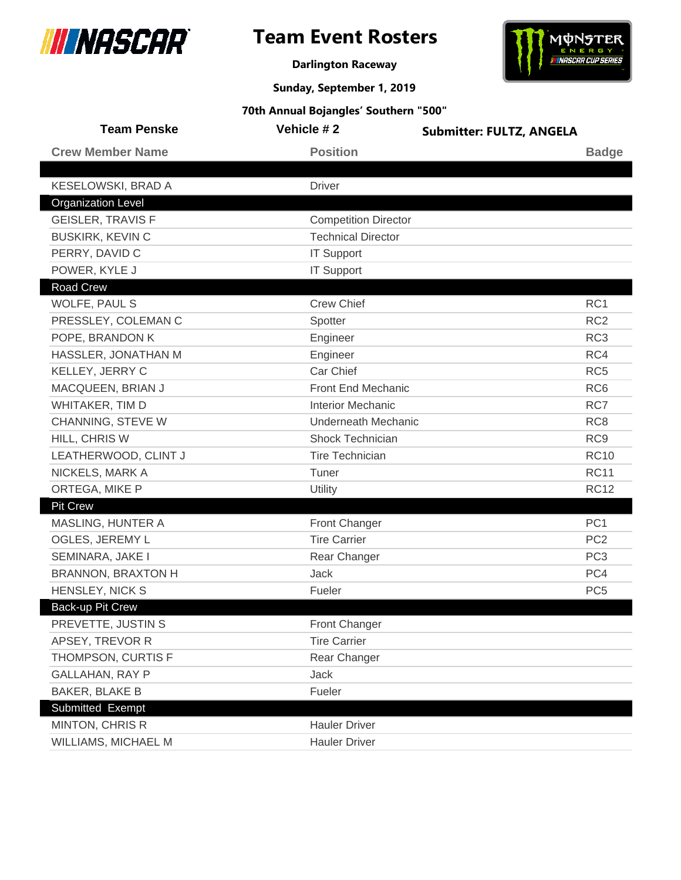# Team Event Rosters

**Darlington Raceway**

**Sunday, September 1, 2019**

**70th Annual Bojangles' Southern "500"**

**Team Penske** | **Vehicle # 2** | **Submitter: FULTZ, ANGELA**

| Crew Member Name | Position | Badge |
|---|---|---|
| | | |
| KESELOWSKI, BRAD A | Driver | |
| **Organization Level** | | |
| GEISLER, TRAVIS F | Competition Director | |
| BUSKIRK, KEVIN C | Technical Director | |
| PERRY, DAVID C | IT Support | |
| POWER, KYLE J | IT Support | |
| **Road Crew** | | |
| WOLFE, PAUL S | Crew Chief | RC1 |
| PRESSLEY, COLEMAN C | Spotter | RC2 |
| POPE, BRANDON K | Engineer | RC3 |
| HASSLER, JONATHAN M | Engineer | RC4 |
| KELLEY, JERRY C | Car Chief | RC5 |
| MACQUEEN, BRIAN J | Front End Mechanic | RC6 |
| WHITAKER, TIM D | Interior Mechanic | RC7 |
| CHANNING, STEVE W | Underneath Mechanic | RC8 |
| HILL, CHRIS W | Shock Technician | RC9 |
| LEATHERWOOD, CLINT J | Tire Technician | RC10 |
| NICKELS, MARK A | Tuner | RC11 |
| ORTEGA, MIKE P | Utility | RC12 |
| **Pit Crew** | | |
| MASLING, HUNTER A | Front Changer | PC1 |
| OGLES, JEREMY L | Tire Carrier | PC2 |
| SEMINARA, JAKE I | Rear Changer | PC3 |
| BRANNON, BRAXTON H | Jack | PC4 |
| HENSLEY, NICK S | Fueler | PC5 |
| **Back-up Pit Crew** | | |
| PREVETTE, JUSTIN S | Front Changer | |
| APSEY, TREVOR R | Tire Carrier | |
| THOMPSON, CURTIS F | Rear Changer | |
| GALLAHAN, RAY P | Jack | |
| BAKER, BLAKE B | Fueler | |
| **Submitted Exempt** | | |
| MINTON, CHRIS R | Hauler Driver | |
| WILLIAMS, MICHAEL M | Hauler Driver | |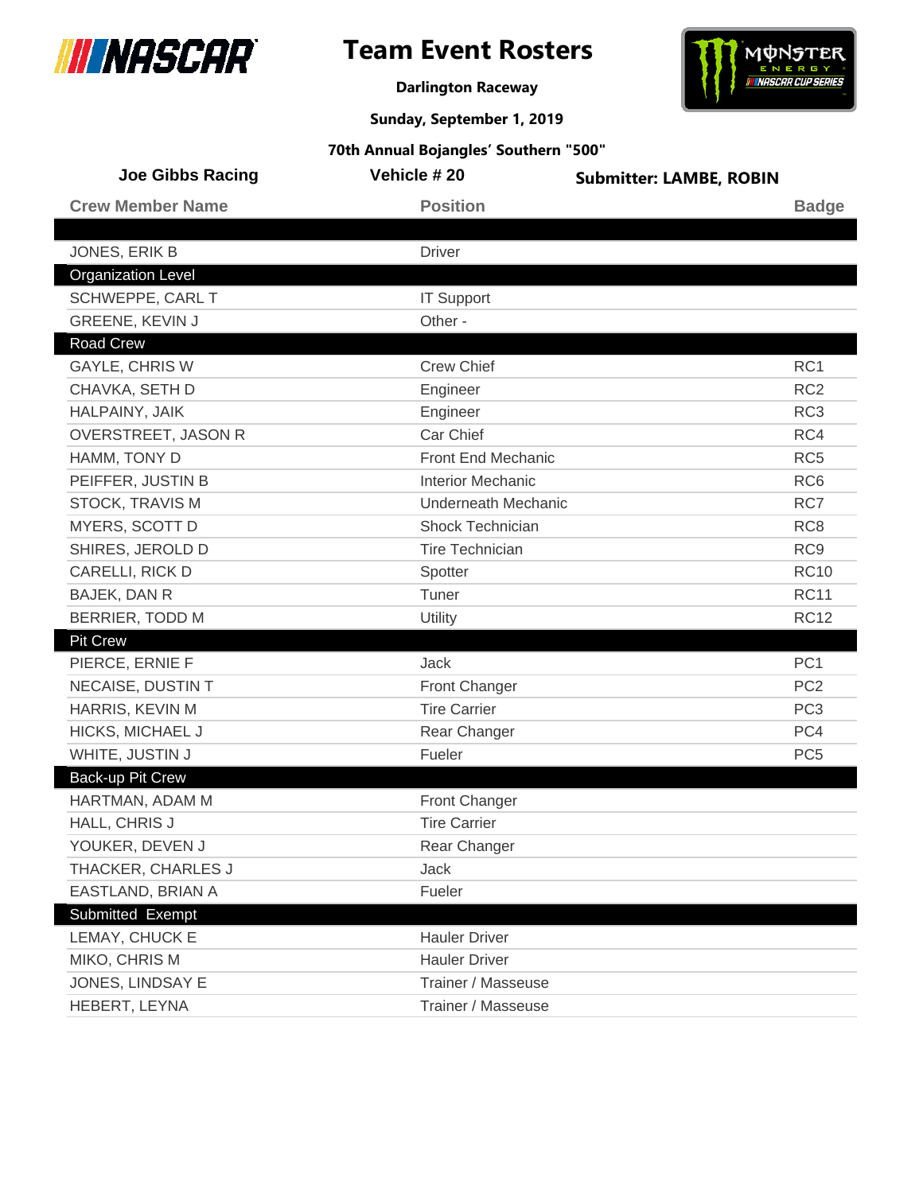# Team Event Rosters

**Darlington Raceway**

**Sunday, September 1, 2019**

**70th Annual Bojangles' Southern "500"**

**Joe Gibbs Racing** | **Vehicle # 20** | **Submitter: LAMBE, ROBIN**

| Crew Member Name | Position | Badge |
|---|---|---|
| JONES, ERIK B | Driver | |
| **Organization Level** | | |
| SCHWEPPE, CARL T | IT Support | |
| GREENE, KEVIN J | Other - | |
| **Road Crew** | | |
| GAYLE, CHRIS W | Crew Chief | RC1 |
| CHAVKA, SETH D | Engineer | RC2 |
| HALPAINY, JAIK | Engineer | RC3 |
| OVERSTREET, JASON R | Car Chief | RC4 |
| HAMM, TONY D | Front End Mechanic | RC5 |
| PEIFFER, JUSTIN B | Interior Mechanic | RC6 |
| STOCK, TRAVIS M | Underneath Mechanic | RC7 |
| MYERS, SCOTT D | Shock Technician | RC8 |
| SHIRES, JEROLD D | Tire Technician | RC9 |
| CARELLI, RICK D | Spotter | RC10 |
| BAJEK, DAN R | Tuner | RC11 |
| BERRIER, TODD M | Utility | RC12 |
| **Pit Crew** | | |
| PIERCE, ERNIE F | Jack | PC1 |
| NECAISE, DUSTIN T | Front Changer | PC2 |
| HARRIS, KEVIN M | Tire Carrier | PC3 |
| HICKS, MICHAEL J | Rear Changer | PC4 |
| WHITE, JUSTIN J | Fueler | PC5 |
| **Back-up Pit Crew** | | |
| HARTMAN, ADAM M | Front Changer | |
| HALL, CHRIS J | Tire Carrier | |
| YOUKER, DEVEN J | Rear Changer | |
| THACKER, CHARLES J | Jack | |
| EASTLAND, BRIAN A | Fueler | |
| **Submitted Exempt** | | |
| LEMAY, CHUCK E | Hauler Driver | |
| MIKO, CHRIS M | Hauler Driver | |
| JONES, LINDSAY E | Trainer / Masseuse | |
| HEBERT, LEYNA | Trainer / Masseuse | |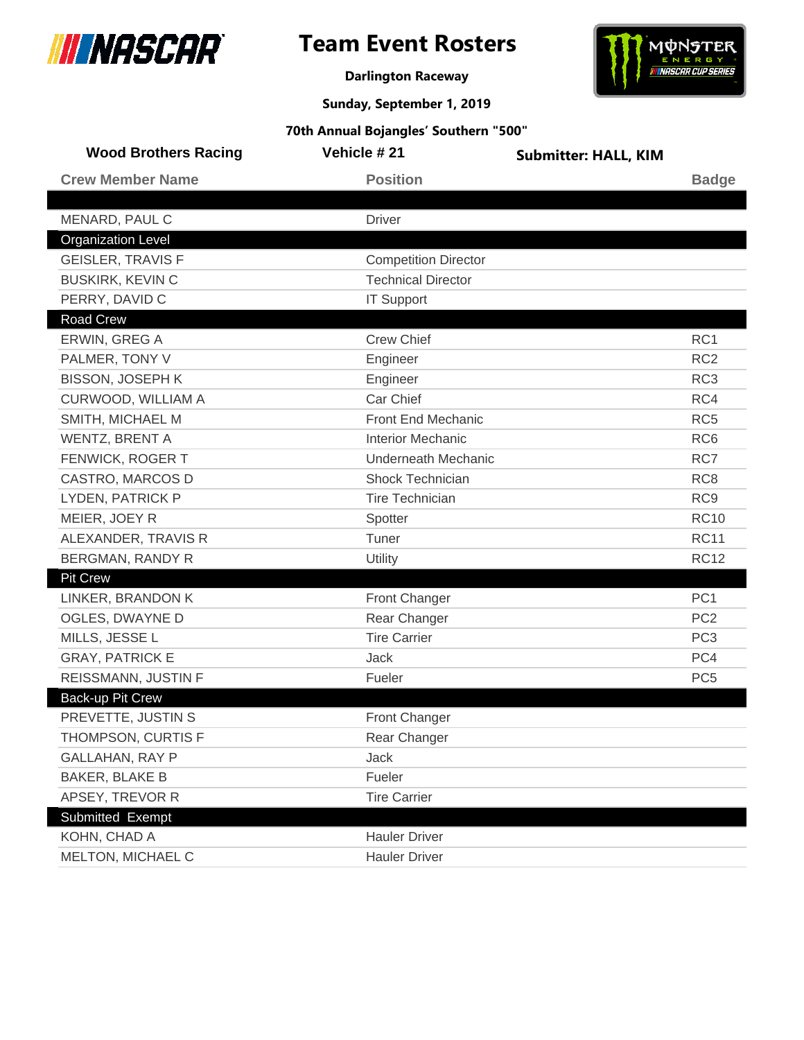# Team Event Rosters

**Darlington Raceway**

**Sunday, September 1, 2019**

**70th Annual Bojangles' Southern "500"**

**Wood Brothers Racing** | **Vehicle # 21** | **Submitter: HALL, KIM**

| Crew Member Name | Position | Badge |
|---|---|---|
| | | |
| MENARD, PAUL C | Driver | |
| **Organization Level** | | |
| GEISLER, TRAVIS F | Competition Director | |
| BUSKIRK, KEVIN C | Technical Director | |
| PERRY, DAVID C | IT Support | |
| **Road Crew** | | |
| ERWIN, GREG A | Crew Chief | RC1 |
| PALMER, TONY V | Engineer | RC2 |
| BISSON, JOSEPH K | Engineer | RC3 |
| CURWOOD, WILLIAM A | Car Chief | RC4 |
| SMITH, MICHAEL M | Front End Mechanic | RC5 |
| WENTZ, BRENT A | Interior Mechanic | RC6 |
| FENWICK, ROGER T | Underneath Mechanic | RC7 |
| CASTRO, MARCOS D | Shock Technician | RC8 |
| LYDEN, PATRICK P | Tire Technician | RC9 |
| MEIER, JOEY R | Spotter | RC10 |
| ALEXANDER, TRAVIS R | Tuner | RC11 |
| BERGMAN, RANDY R | Utility | RC12 |
| **Pit Crew** | | |
| LINKER, BRANDON K | Front Changer | PC1 |
| OGLES, DWAYNE D | Rear Changer | PC2 |
| MILLS, JESSE L | Tire Carrier | PC3 |
| GRAY, PATRICK E | Jack | PC4 |
| REISSMANN, JUSTIN F | Fueler | PC5 |
| **Back-up Pit Crew** | | |
| PREVETTE, JUSTIN S | Front Changer | |
| THOMPSON, CURTIS F | Rear Changer | |
| GALLAHAN, RAY P | Jack | |
| BAKER, BLAKE B | Fueler | |
| APSEY, TREVOR R | Tire Carrier | |
| **Submitted Exempt** | | |
| KOHN, CHAD A | Hauler Driver | |
| MELTON, MICHAEL C | Hauler Driver | |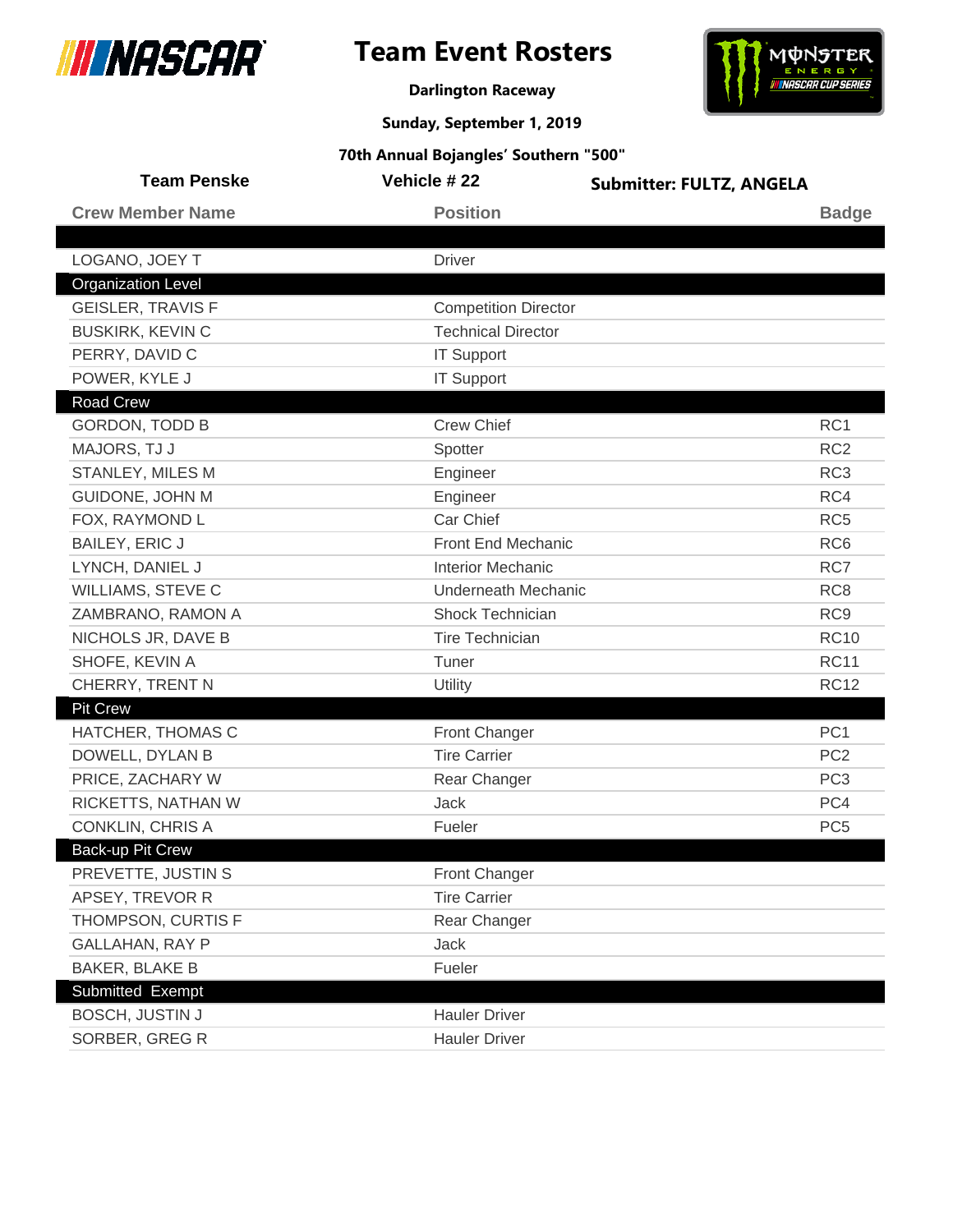# Team Event Rosters

**Darlington Raceway**

**Sunday, September 1, 2019**

**70th Annual Bojangles' Southern "500"**

**Team Penske** | **Vehicle # 22** | **Submitter: FULTZ, ANGELA**

| Crew Member Name | Position | Badge |
|---|---|---|
| | | |
| LOGANO, JOEY T | Driver | |
| **Organization Level** | | |
| GEISLER, TRAVIS F | Competition Director | |
| BUSKIRK, KEVIN C | Technical Director | |
| PERRY, DAVID C | IT Support | |
| POWER, KYLE J | IT Support | |
| **Road Crew** | | |
| GORDON, TODD B | Crew Chief | RC1 |
| MAJORS, TJ J | Spotter | RC2 |
| STANLEY, MILES M | Engineer | RC3 |
| GUIDONE, JOHN M | Engineer | RC4 |
| FOX, RAYMOND L | Car Chief | RC5 |
| BAILEY, ERIC J | Front End Mechanic | RC6 |
| LYNCH, DANIEL J | Interior Mechanic | RC7 |
| WILLIAMS, STEVE C | Underneath Mechanic | RC8 |
| ZAMBRANO, RAMON A | Shock Technician | RC9 |
| NICHOLS JR, DAVE B | Tire Technician | RC10 |
| SHOFE, KEVIN A | Tuner | RC11 |
| CHERRY, TRENT N | Utility | RC12 |
| **Pit Crew** | | |
| HATCHER, THOMAS C | Front Changer | PC1 |
| DOWELL, DYLAN B | Tire Carrier | PC2 |
| PRICE, ZACHARY W | Rear Changer | PC3 |
| RICKETTS, NATHAN W | Jack | PC4 |
| CONKLIN, CHRIS A | Fueler | PC5 |
| **Back-up Pit Crew** | | |
| PREVETTE, JUSTIN S | Front Changer | |
| APSEY, TREVOR R | Tire Carrier | |
| THOMPSON, CURTIS F | Rear Changer | |
| GALLAHAN, RAY P | Jack | |
| BAKER, BLAKE B | Fueler | |
| **Submitted Exempt** | | |
| BOSCH, JUSTIN J | Hauler Driver | |
| SORBER, GREG R | Hauler Driver | |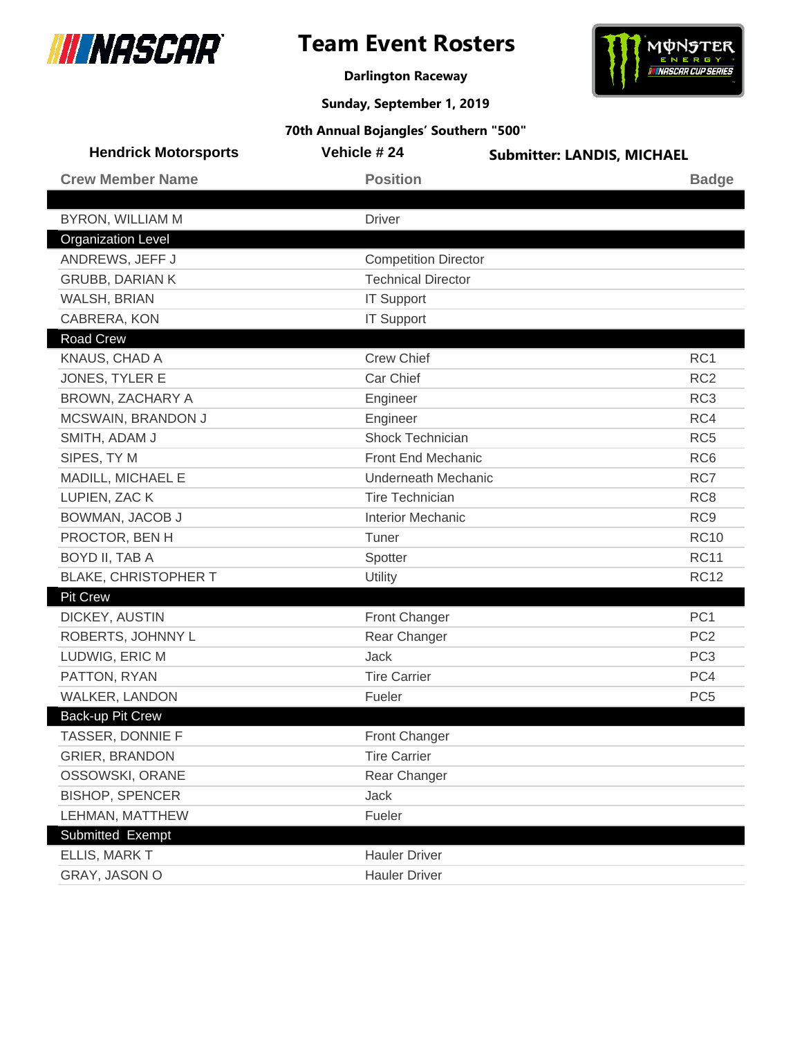# Team Event Rosters

**Darlington Raceway**

**Sunday, September 1, 2019**

**70th Annual Bojangles' Southern "500"**

**Hendrick Motorsports** | **Vehicle # 24** | **Submitter: LANDIS, MICHAEL**

| Crew Member Name | Position | Badge |
|---|---|---|
| | | |
| BYRON, WILLIAM M | Driver | |
| **Organization Level** | | |
| ANDREWS, JEFF J | Competition Director | |
| GRUBB, DARIAN K | Technical Director | |
| WALSH, BRIAN | IT Support | |
| CABRERA, KON | IT Support | |
| **Road Crew** | | |
| KNAUS, CHAD A | Crew Chief | RC1 |
| JONES, TYLER E | Car Chief | RC2 |
| BROWN, ZACHARY A | Engineer | RC3 |
| MCSWAIN, BRANDON J | Engineer | RC4 |
| SMITH, ADAM J | Shock Technician | RC5 |
| SIPES, TY M | Front End Mechanic | RC6 |
| MADILL, MICHAEL E | Underneath Mechanic | RC7 |
| LUPIEN, ZAC K | Tire Technician | RC8 |
| BOWMAN, JACOB J | Interior Mechanic | RC9 |
| PROCTOR, BEN H | Tuner | RC10 |
| BOYD II, TAB A | Spotter | RC11 |
| BLAKE, CHRISTOPHER T | Utility | RC12 |
| **Pit Crew** | | |
| DICKEY, AUSTIN | Front Changer | PC1 |
| ROBERTS, JOHNNY L | Rear Changer | PC2 |
| LUDWIG, ERIC M | Jack | PC3 |
| PATTON, RYAN | Tire Carrier | PC4 |
| WALKER, LANDON | Fueler | PC5 |
| **Back-up Pit Crew** | | |
| TASSER, DONNIE F | Front Changer | |
| GRIER, BRANDON | Tire Carrier | |
| OSSOWSKI, ORANE | Rear Changer | |
| BISHOP, SPENCER | Jack | |
| LEHMAN, MATTHEW | Fueler | |
| **Submitted Exempt** | | |
| ELLIS, MARK T | Hauler Driver | |
| GRAY, JASON O | Hauler Driver | |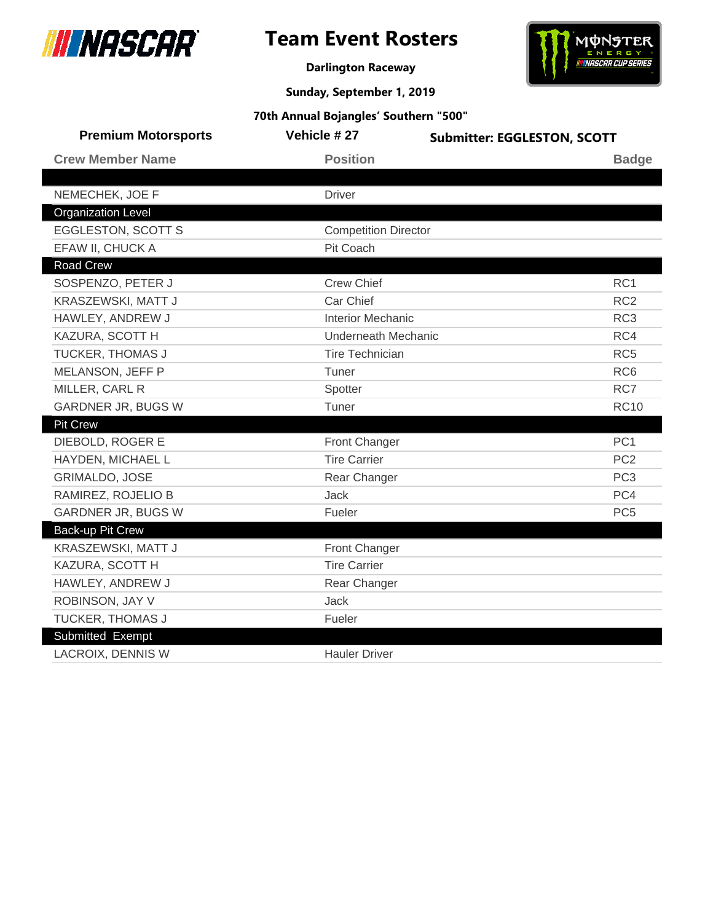# Team Event Rosters

**Darlington Raceway**

**Sunday, September 1, 2019**

**70th Annual Bojangles' Southern "500"**

**Premium Motorsports** | **Vehicle # 27** | **Submitter: EGGLESTON, SCOTT**

| Crew Member Name | Position | Badge |
|---|---|---|
| | | |
| NEMECHEK, JOE F | Driver | |
| **Organization Level** | | |
| EGGLESTON, SCOTT S | Competition Director | |
| EFAW II, CHUCK A | Pit Coach | |
| **Road Crew** | | |
| SOSPENZO, PETER J | Crew Chief | RC1 |
| KRASZEWSKI, MATT J | Car Chief | RC2 |
| HAWLEY, ANDREW J | Interior Mechanic | RC3 |
| KAZURA, SCOTT H | Underneath Mechanic | RC4 |
| TUCKER, THOMAS J | Tire Technician | RC5 |
| MELANSON, JEFF P | Tuner | RC6 |
| MILLER, CARL R | Spotter | RC7 |
| GARDNER JR, BUGS W | Tuner | RC10 |
| **Pit Crew** | | |
| DIEBOLD, ROGER E | Front Changer | PC1 |
| HAYDEN, MICHAEL L | Tire Carrier | PC2 |
| GRIMALDO, JOSE | Rear Changer | PC3 |
| RAMIREZ, ROJELIO B | Jack | PC4 |
| GARDNER JR, BUGS W | Fueler | PC5 |
| **Back-up Pit Crew** | | |
| KRASZEWSKI, MATT J | Front Changer | |
| KAZURA, SCOTT H | Tire Carrier | |
| HAWLEY, ANDREW J | Rear Changer | |
| ROBINSON, JAY V | Jack | |
| TUCKER, THOMAS J | Fueler | |
| **Submitted Exempt** | | |
| LACROIX, DENNIS W | Hauler Driver | |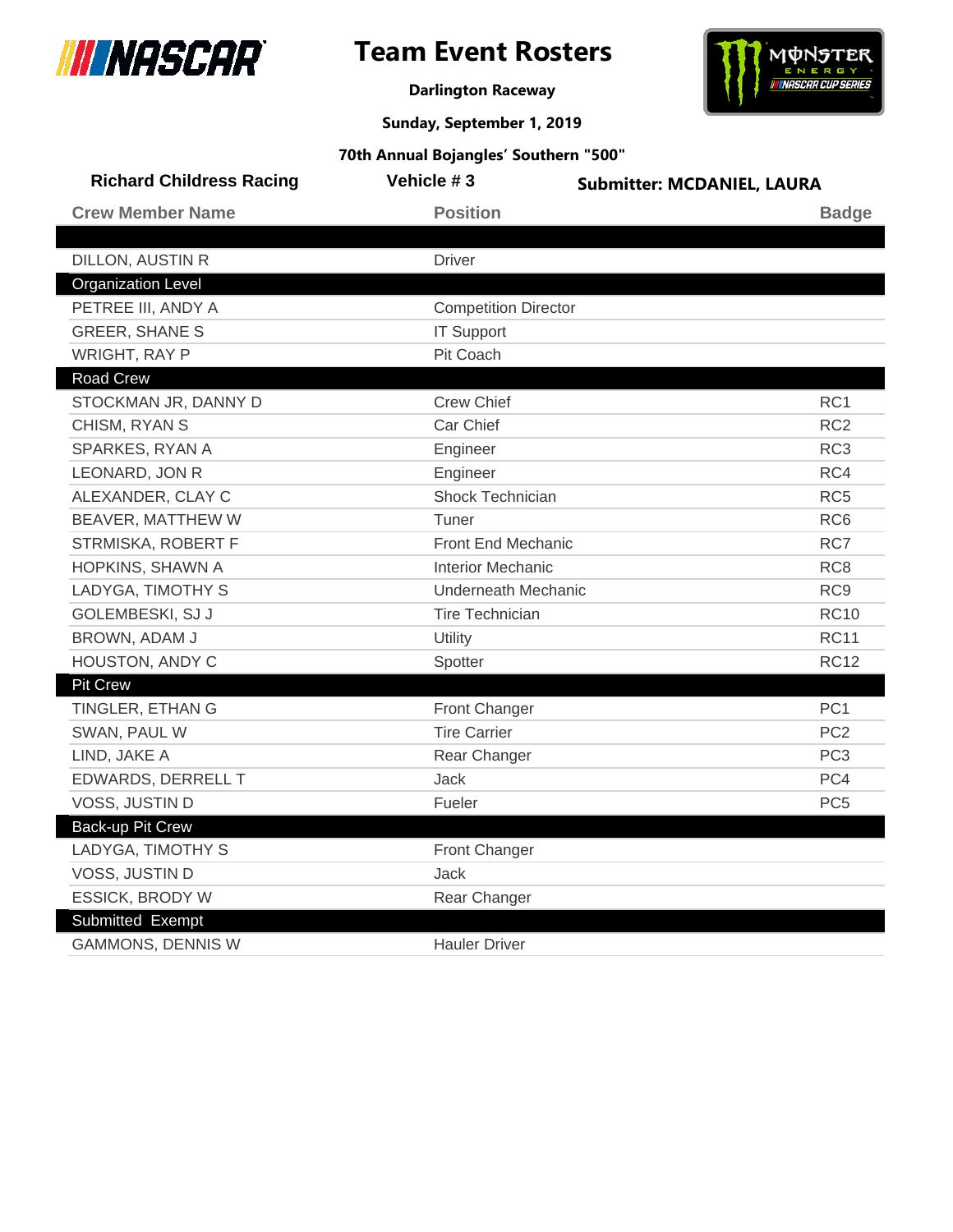# Team Event Rosters

**Darlington Raceway**

**Sunday, September 1, 2019**

**70th Annual Bojangles' Southern "500"**

**Richard Childress Racing** | **Vehicle # 3** | **Submitter: MCDANIEL, LAURA**

| Crew Member Name | Position | Badge |
|---|---|---|
| | | |
| DILLON, AUSTIN R | Driver | |
| **Organization Level** | | |
| PETREE III, ANDY A | Competition Director | |
| GREER, SHANE S | IT Support | |
| WRIGHT, RAY P | Pit Coach | |
| **Road Crew** | | |
| STOCKMAN JR, DANNY D | Crew Chief | RC1 |
| CHISM, RYAN S | Car Chief | RC2 |
| SPARKES, RYAN A | Engineer | RC3 |
| LEONARD, JON R | Engineer | RC4 |
| ALEXANDER, CLAY C | Shock Technician | RC5 |
| BEAVER, MATTHEW W | Tuner | RC6 |
| STRMISKA, ROBERT F | Front End Mechanic | RC7 |
| HOPKINS, SHAWN A | Interior Mechanic | RC8 |
| LADYGA, TIMOTHY S | Underneath Mechanic | RC9 |
| GOLEMBESKI, SJ J | Tire Technician | RC10 |
| BROWN, ADAM J | Utility | RC11 |
| HOUSTON, ANDY C | Spotter | RC12 |
| **Pit Crew** | | |
| TINGLER, ETHAN G | Front Changer | PC1 |
| SWAN, PAUL W | Tire Carrier | PC2 |
| LIND, JAKE A | Rear Changer | PC3 |
| EDWARDS, DERRELL T | Jack | PC4 |
| VOSS, JUSTIN D | Fueler | PC5 |
| **Back-up Pit Crew** | | |
| LADYGA, TIMOTHY S | Front Changer | |
| VOSS, JUSTIN D | Jack | |
| ESSICK, BRODY W | Rear Changer | |
| **Submitted Exempt** | | |
| GAMMONS, DENNIS W | Hauler Driver | |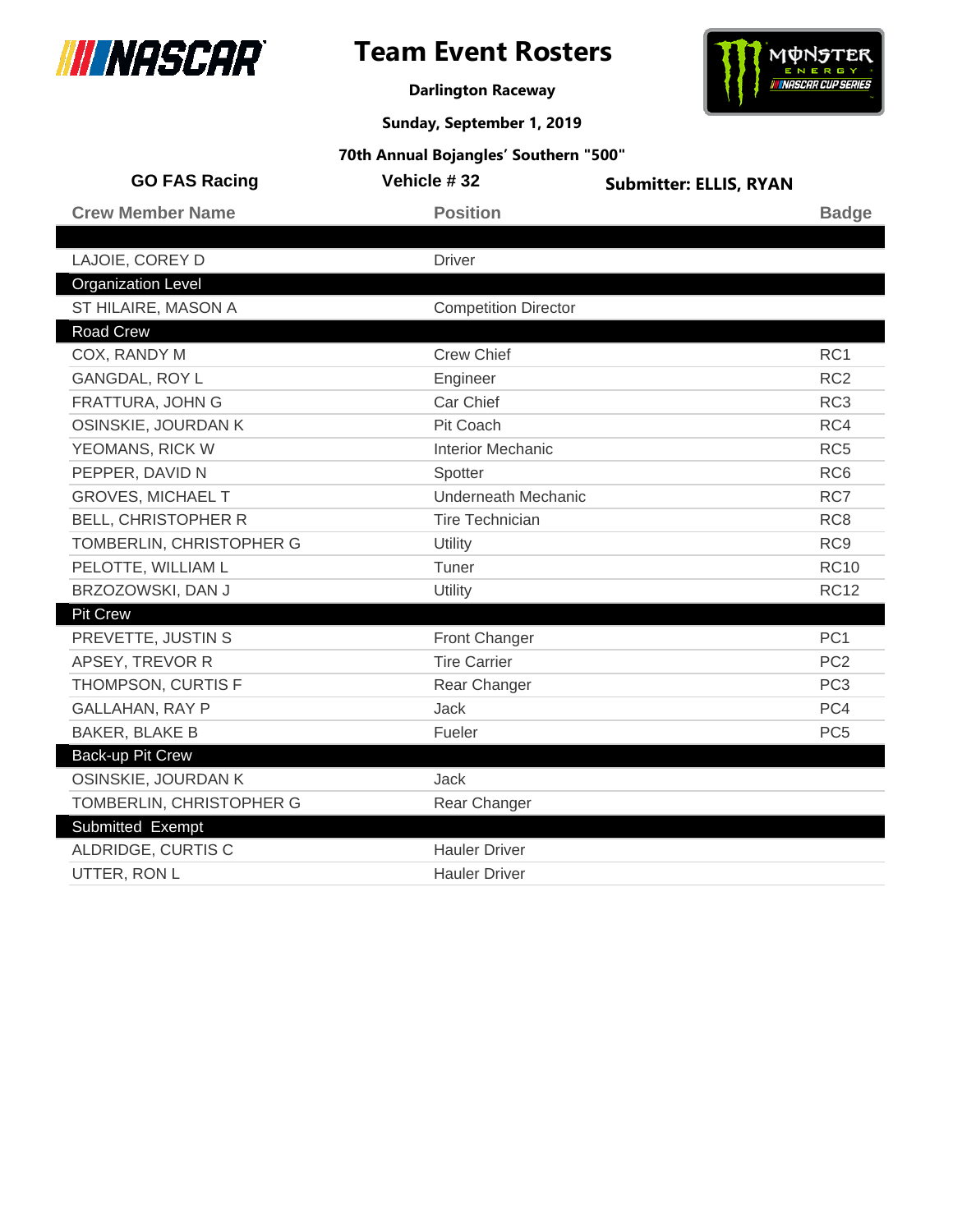# Team Event Rosters

**Darlington Raceway**

**Sunday, September 1, 2019**

**70th Annual Bojangles' Southern "500"**

**GO FAS Racing** | **Vehicle # 32** | **Submitter: ELLIS, RYAN**

| Crew Member Name | Position | Badge |
|---|---|---|
| | | |
| LAJOIE, COREY D | Driver | |
| **Organization Level** | | |
| ST HILAIRE, MASON A | Competition Director | |
| **Road Crew** | | |
| COX, RANDY M | Crew Chief | RC1 |
| GANGDAL, ROY L | Engineer | RC2 |
| FRATTURA, JOHN G | Car Chief | RC3 |
| OSINSKIE, JOURDAN K | Pit Coach | RC4 |
| YEOMANS, RICK W | Interior Mechanic | RC5 |
| PEPPER, DAVID N | Spotter | RC6 |
| GROVES, MICHAEL T | Underneath Mechanic | RC7 |
| BELL, CHRISTOPHER R | Tire Technician | RC8 |
| TOMBERLIN, CHRISTOPHER G | Utility | RC9 |
| PELOTTE, WILLIAM L | Tuner | RC10 |
| BRZOZOWSKI, DAN J | Utility | RC12 |
| **Pit Crew** | | |
| PREVETTE, JUSTIN S | Front Changer | PC1 |
| APSEY, TREVOR R | Tire Carrier | PC2 |
| THOMPSON, CURTIS F | Rear Changer | PC3 |
| GALLAHAN, RAY P | Jack | PC4 |
| BAKER, BLAKE B | Fueler | PC5 |
| **Back-up Pit Crew** | | |
| OSINSKIE, JOURDAN K | Jack | |
| TOMBERLIN, CHRISTOPHER G | Rear Changer | |
| **Submitted Exempt** | | |
| ALDRIDGE, CURTIS C | Hauler Driver | |
| UTTER, RON L | Hauler Driver | |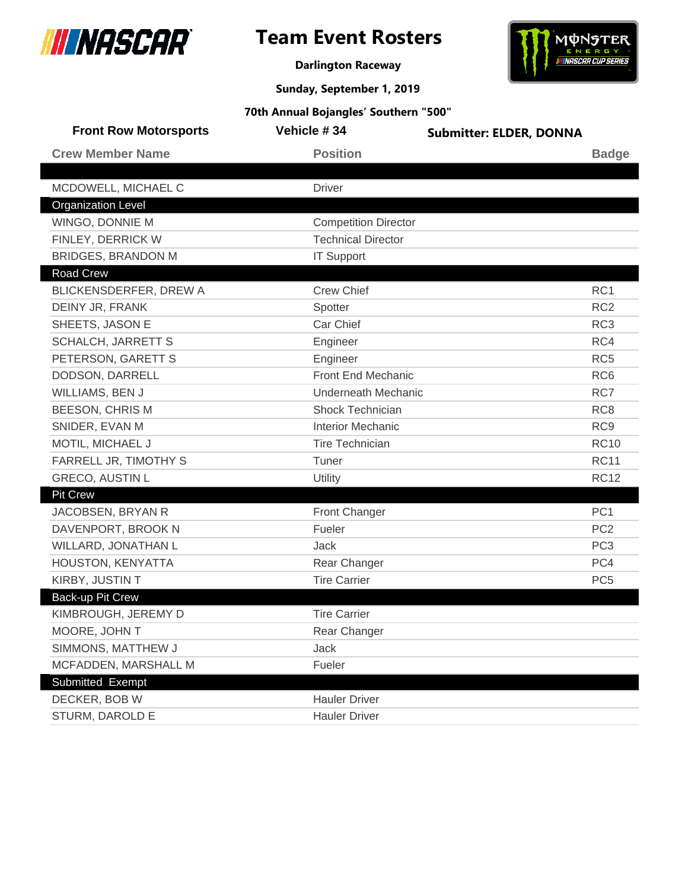# Team Event Rosters

**Darlington Raceway**

**Sunday, September 1, 2019**

**70th Annual Bojangles' Southern "500"**

**Front Row Motorsports** | **Vehicle # 34** | **Submitter: ELDER, DONNA**

| Crew Member Name | Position | Badge |
|---|---|---|
| MCDOWELL, MICHAEL C | Driver | |
| **Organization Level** | | |
| WINGO, DONNIE M | Competition Director | |
| FINLEY, DERRICK W | Technical Director | |
| BRIDGES, BRANDON M | IT Support | |
| **Road Crew** | | |
| BLICKENSDERFER, DREW A | Crew Chief | RC1 |
| DEINY JR, FRANK | Spotter | RC2 |
| SHEETS, JASON E | Car Chief | RC3 |
| SCHALCH, JARRETT S | Engineer | RC4 |
| PETERSON, GARETT S | Engineer | RC5 |
| DODSON, DARRELL | Front End Mechanic | RC6 |
| WILLIAMS, BEN J | Underneath Mechanic | RC7 |
| BEESON, CHRIS M | Shock Technician | RC8 |
| SNIDER, EVAN M | Interior Mechanic | RC9 |
| MOTIL, MICHAEL J | Tire Technician | RC10 |
| FARRELL JR, TIMOTHY S | Tuner | RC11 |
| GRECO, AUSTIN L | Utility | RC12 |
| **Pit Crew** | | |
| JACOBSEN, BRYAN R | Front Changer | PC1 |
| DAVENPORT, BROOK N | Fueler | PC2 |
| WILLARD, JONATHAN L | Jack | PC3 |
| HOUSTON, KENYATTA | Rear Changer | PC4 |
| KIRBY, JUSTIN T | Tire Carrier | PC5 |
| **Back-up Pit Crew** | | |
| KIMBROUGH, JEREMY D | Tire Carrier | |
| MOORE, JOHN T | Rear Changer | |
| SIMMONS, MATTHEW J | Jack | |
| MCFADDEN, MARSHALL M | Fueler | |
| **Submitted Exempt** | | |
| DECKER, BOB W | Hauler Driver | |
| STURM, DAROLD E | Hauler Driver | |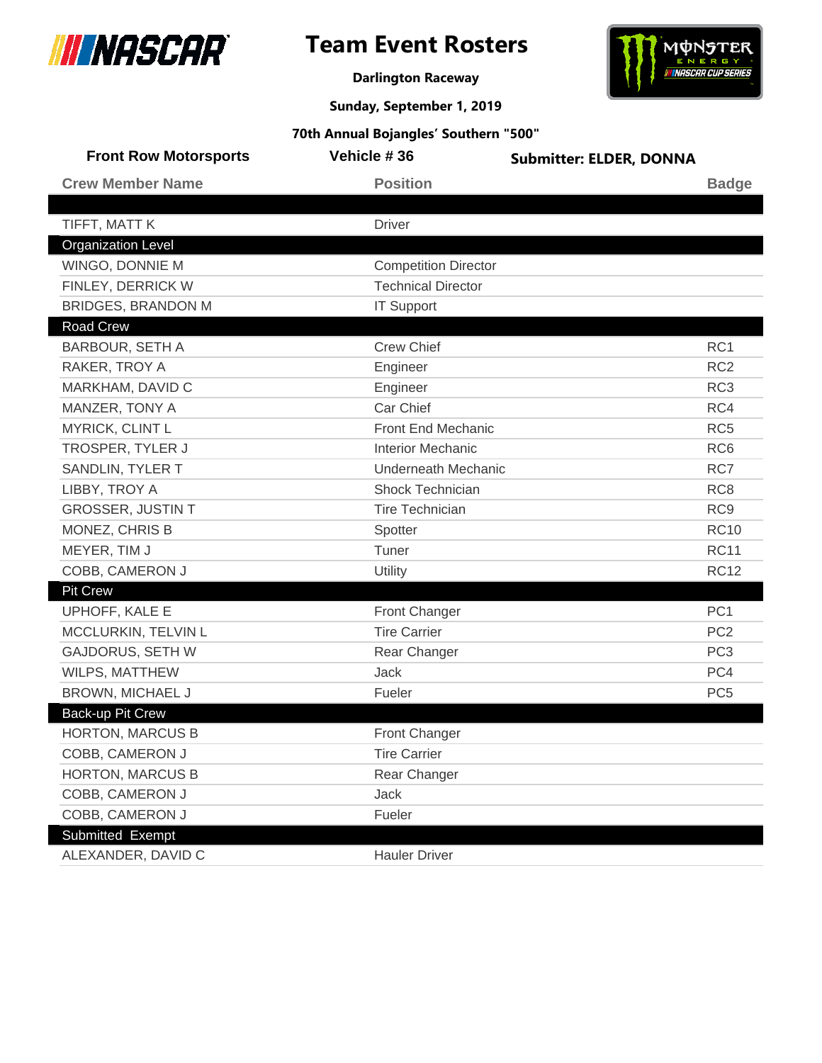# Team Event Rosters

**Darlington Raceway**

**Sunday, September 1, 2019**

**70th Annual Bojangles' Southern "500"**

**Front Row Motorsports** | **Vehicle # 36** | **Submitter: ELDER, DONNA**

| Crew Member Name | Position | Badge |
|---|---|---|
| TIFFT, MATT K | Driver | |
| **Organization Level** | | |
| WINGO, DONNIE M | Competition Director | |
| FINLEY, DERRICK W | Technical Director | |
| BRIDGES, BRANDON M | IT Support | |
| **Road Crew** | | |
| BARBOUR, SETH A | Crew Chief | RC1 |
| RAKER, TROY A | Engineer | RC2 |
| MARKHAM, DAVID C | Engineer | RC3 |
| MANZER, TONY A | Car Chief | RC4 |
| MYRICK, CLINT L | Front End Mechanic | RC5 |
| TROSPER, TYLER J | Interior Mechanic | RC6 |
| SANDLIN, TYLER T | Underneath Mechanic | RC7 |
| LIBBY, TROY A | Shock Technician | RC8 |
| GROSSER, JUSTIN T | Tire Technician | RC9 |
| MONEZ, CHRIS B | Spotter | RC10 |
| MEYER, TIM J | Tuner | RC11 |
| COBB, CAMERON J | Utility | RC12 |
| **Pit Crew** | | |
| UPHOFF, KALE E | Front Changer | PC1 |
| MCCLURKIN, TELVIN L | Tire Carrier | PC2 |
| GAJDORUS, SETH W | Rear Changer | PC3 |
| WILPS, MATTHEW | Jack | PC4 |
| BROWN, MICHAEL J | Fueler | PC5 |
| **Back-up Pit Crew** | | |
| HORTON, MARCUS B | Front Changer | |
| COBB, CAMERON J | Tire Carrier | |
| HORTON, MARCUS B | Rear Changer | |
| COBB, CAMERON J | Jack | |
| COBB, CAMERON J | Fueler | |
| **Submitted Exempt** | | |
| ALEXANDER, DAVID C | Hauler Driver | |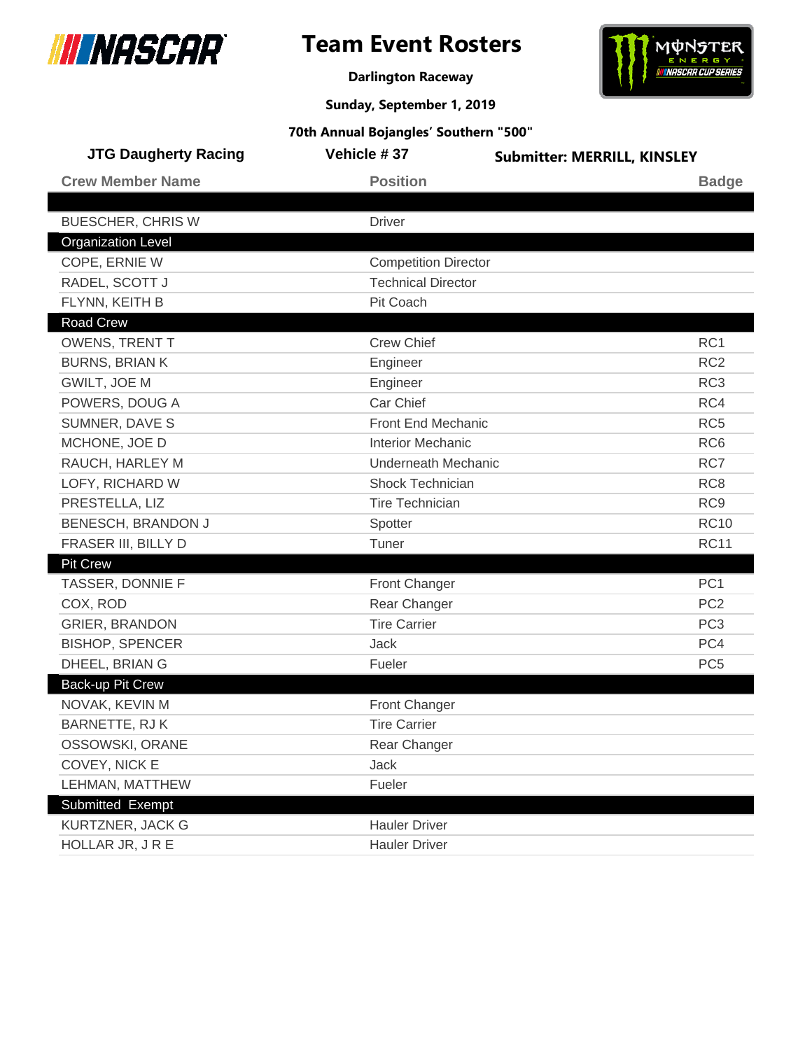# Team Event Rosters

**Darlington Raceway**

**Sunday, September 1, 2019**

**70th Annual Bojangles' Southern "500"**

**JTG Daugherty Racing** | **Vehicle # 37** | **Submitter: MERRILL, KINSLEY**

| Crew Member Name | Position | Badge |
|---|---|---|
| BUESCHER, CHRIS W | Driver | |
| **Organization Level** | | |
| COPE, ERNIE W | Competition Director | |
| RADEL, SCOTT J | Technical Director | |
| FLYNN, KEITH B | Pit Coach | |
| **Road Crew** | | |
| OWENS, TRENT T | Crew Chief | RC1 |
| BURNS, BRIAN K | Engineer | RC2 |
| GWILT, JOE M | Engineer | RC3 |
| POWERS, DOUG A | Car Chief | RC4 |
| SUMNER, DAVE S | Front End Mechanic | RC5 |
| MCHONE, JOE D | Interior Mechanic | RC6 |
| RAUCH, HARLEY M | Underneath Mechanic | RC7 |
| LOFY, RICHARD W | Shock Technician | RC8 |
| PRESTELLA, LIZ | Tire Technician | RC9 |
| BENESCH, BRANDON J | Spotter | RC10 |
| FRASER III, BILLY D | Tuner | RC11 |
| **Pit Crew** | | |
| TASSER, DONNIE F | Front Changer | PC1 |
| COX, ROD | Rear Changer | PC2 |
| GRIER, BRANDON | Tire Carrier | PC3 |
| BISHOP, SPENCER | Jack | PC4 |
| DHEEL, BRIAN G | Fueler | PC5 |
| **Back-up Pit Crew** | | |
| NOVAK, KEVIN M | Front Changer | |
| BARNETTE, RJ K | Tire Carrier | |
| OSSOWSKI, ORANE | Rear Changer | |
| COVEY, NICK E | Jack | |
| LEHMAN, MATTHEW | Fueler | |
| **Submitted Exempt** | | |
| KURTZNER, JACK G | Hauler Driver | |
| HOLLAR JR, J R E | Hauler Driver | |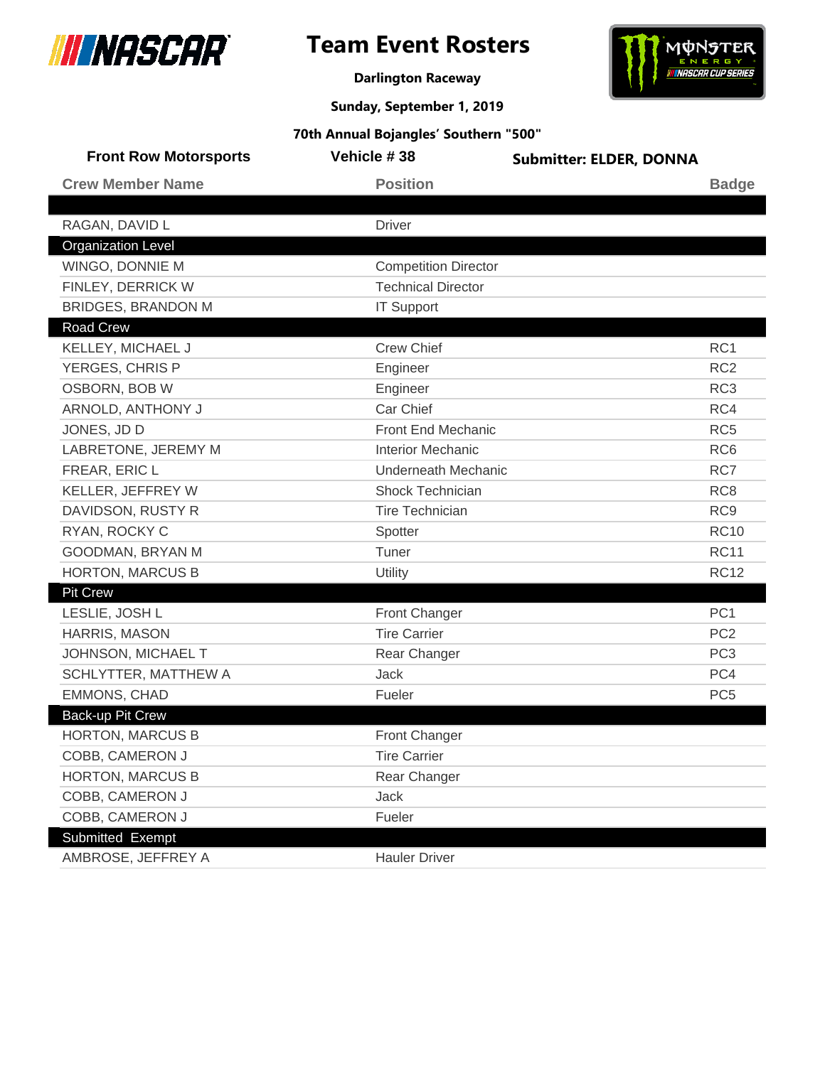# Team Event Rosters

**Darlington Raceway**

**Sunday, September 1, 2019**

**70th Annual Bojangles' Southern "500"**

**Front Row Motorsports** | **Vehicle # 38** | **Submitter: ELDER, DONNA**

| Crew Member Name | Position | Badge |
|---|---|---|
| | | |
| RAGAN, DAVID L | Driver | |
| **Organization Level** | | |
| WINGO, DONNIE M | Competition Director | |
| FINLEY, DERRICK W | Technical Director | |
| BRIDGES, BRANDON M | IT Support | |
| **Road Crew** | | |
| KELLEY, MICHAEL J | Crew Chief | RC1 |
| YERGES, CHRIS P | Engineer | RC2 |
| OSBORN, BOB W | Engineer | RC3 |
| ARNOLD, ANTHONY J | Car Chief | RC4 |
| JONES, JD D | Front End Mechanic | RC5 |
| LABRETONE, JEREMY M | Interior Mechanic | RC6 |
| FREAR, ERIC L | Underneath Mechanic | RC7 |
| KELLER, JEFFREY W | Shock Technician | RC8 |
| DAVIDSON, RUSTY R | Tire Technician | RC9 |
| RYAN, ROCKY C | Spotter | RC10 |
| GOODMAN, BRYAN M | Tuner | RC11 |
| HORTON, MARCUS B | Utility | RC12 |
| **Pit Crew** | | |
| LESLIE, JOSH L | Front Changer | PC1 |
| HARRIS, MASON | Tire Carrier | PC2 |
| JOHNSON, MICHAEL T | Rear Changer | PC3 |
| SCHLYTTER, MATTHEW A | Jack | PC4 |
| EMMONS, CHAD | Fueler | PC5 |
| **Back-up Pit Crew** | | |
| HORTON, MARCUS B | Front Changer | |
| COBB, CAMERON J | Tire Carrier | |
| HORTON, MARCUS B | Rear Changer | |
| COBB, CAMERON J | Jack | |
| COBB, CAMERON J | Fueler | |
| **Submitted Exempt** | | |
| AMBROSE, JEFFREY A | Hauler Driver | |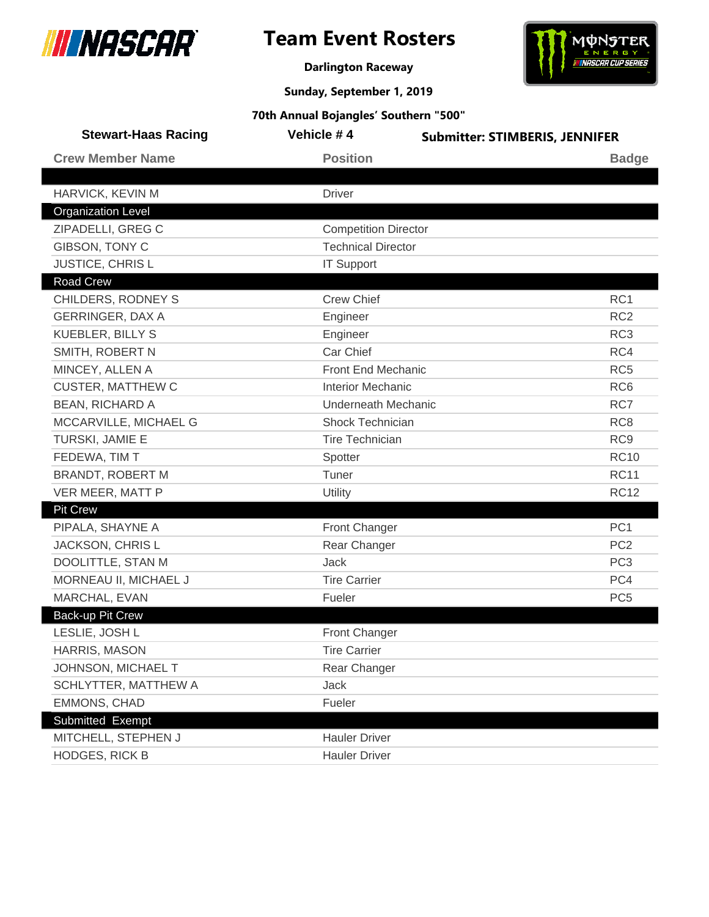# Team Event Rosters

**Darlington Raceway**

**Sunday, September 1, 2019**

**70th Annual Bojangles' Southern "500"**

**Stewart-Haas Racing** | **Vehicle # 4** | **Submitter: STIMBERIS, JENNIFER**

| Crew Member Name | Position | Badge |
|---|---|---|
| HARVICK, KEVIN M | Driver | |
| **Organization Level** | | |
| ZIPADELLI, GREG C | Competition Director | |
| GIBSON, TONY C | Technical Director | |
| JUSTICE, CHRIS L | IT Support | |
| **Road Crew** | | |
| CHILDERS, RODNEY S | Crew Chief | RC1 |
| GERRINGER, DAX A | Engineer | RC2 |
| KUEBLER, BILLY S | Engineer | RC3 |
| SMITH, ROBERT N | Car Chief | RC4 |
| MINCEY, ALLEN A | Front End Mechanic | RC5 |
| CUSTER, MATTHEW C | Interior Mechanic | RC6 |
| BEAN, RICHARD A | Underneath Mechanic | RC7 |
| MCCARVILLE, MICHAEL G | Shock Technician | RC8 |
| TURSKI, JAMIE E | Tire Technician | RC9 |
| FEDEWA, TIM T | Spotter | RC10 |
| BRANDT, ROBERT M | Tuner | RC11 |
| VER MEER, MATT P | Utility | RC12 |
| **Pit Crew** | | |
| PIPALA, SHAYNE A | Front Changer | PC1 |
| JACKSON, CHRIS L | Rear Changer | PC2 |
| DOOLITTLE, STAN M | Jack | PC3 |
| MORNEAU II, MICHAEL J | Tire Carrier | PC4 |
| MARCHAL, EVAN | Fueler | PC5 |
| **Back-up Pit Crew** | | |
| LESLIE, JOSH L | Front Changer | |
| HARRIS, MASON | Tire Carrier | |
| JOHNSON, MICHAEL T | Rear Changer | |
| SCHLYTTER, MATTHEW A | Jack | |
| EMMONS, CHAD | Fueler | |
| **Submitted Exempt** | | |
| MITCHELL, STEPHEN J | Hauler Driver | |
| HODGES, RICK B | Hauler Driver | |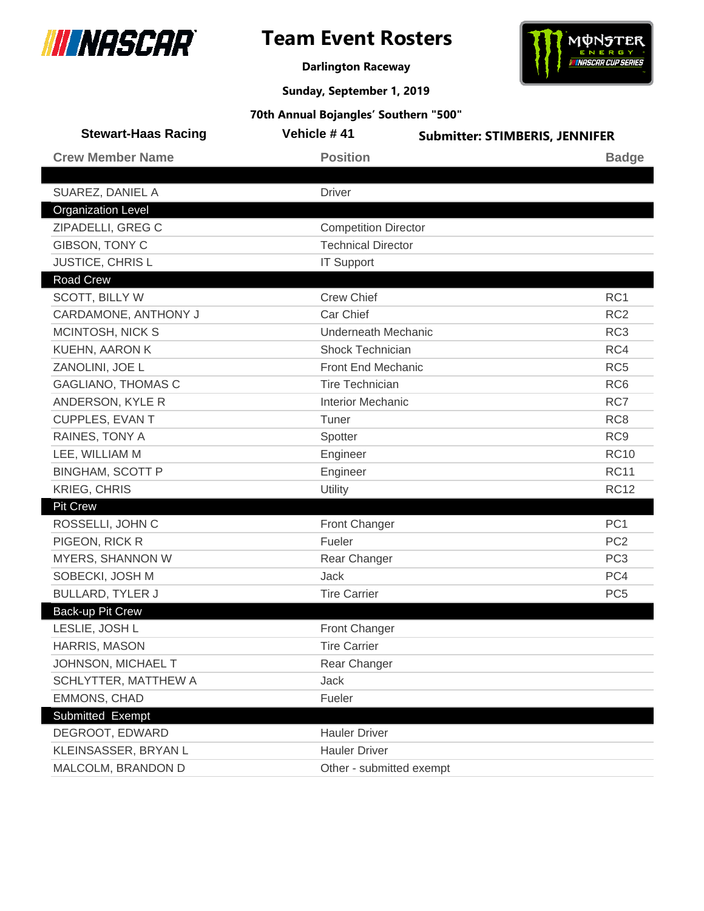# Team Event Rosters

**Darlington Raceway**

**Sunday, September 1, 2019**

**70th Annual Bojangles' Southern "500"**

**Stewart-Haas Racing** | **Vehicle # 41** | **Submitter: STIMBERIS, JENNIFER**

| Crew Member Name | Position | Badge |
|---|---|---|
| SUAREZ, DANIEL A | Driver | |
| **Organization Level** | | |
| ZIPADELLI, GREG C | Competition Director | |
| GIBSON, TONY C | Technical Director | |
| JUSTICE, CHRIS L | IT Support | |
| **Road Crew** | | |
| SCOTT, BILLY W | Crew Chief | RC1 |
| CARDAMONE, ANTHONY J | Car Chief | RC2 |
| MCINTOSH, NICK S | Underneath Mechanic | RC3 |
| KUEHN, AARON K | Shock Technician | RC4 |
| ZANOLINI, JOE L | Front End Mechanic | RC5 |
| GAGLIANO, THOMAS C | Tire Technician | RC6 |
| ANDERSON, KYLE R | Interior Mechanic | RC7 |
| CUPPLES, EVAN T | Tuner | RC8 |
| RAINES, TONY A | Spotter | RC9 |
| LEE, WILLIAM M | Engineer | RC10 |
| BINGHAM, SCOTT P | Engineer | RC11 |
| KRIEG, CHRIS | Utility | RC12 |
| **Pit Crew** | | |
| ROSSELLI, JOHN C | Front Changer | PC1 |
| PIGEON, RICK R | Fueler | PC2 |
| MYERS, SHANNON W | Rear Changer | PC3 |
| SOBECKI, JOSH M | Jack | PC4 |
| BULLARD, TYLER J | Tire Carrier | PC5 |
| **Back-up Pit Crew** | | |
| LESLIE, JOSH L | Front Changer | |
| HARRIS, MASON | Tire Carrier | |
| JOHNSON, MICHAEL T | Rear Changer | |
| SCHLYTTER, MATTHEW A | Jack | |
| EMMONS, CHAD | Fueler | |
| **Submitted Exempt** | | |
| DEGROOT, EDWARD | Hauler Driver | |
| KLEINSASSER, BRYAN L | Hauler Driver | |
| MALCOLM, BRANDON D | Other - submitted exempt | |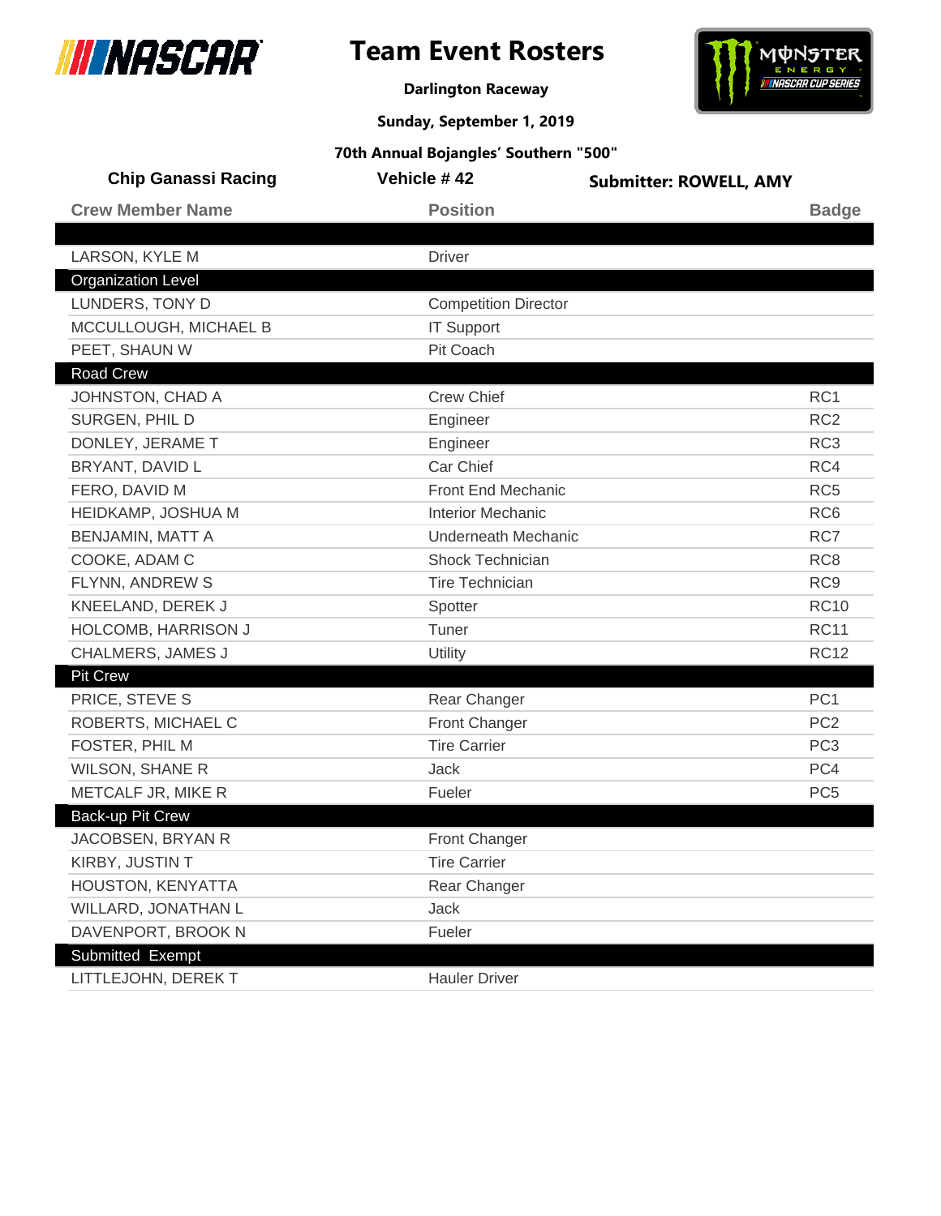# Team Event Rosters

**Darlington Raceway**

**Sunday, September 1, 2019**

**70th Annual Bojangles' Southern "500"**

**Chip Ganassi Racing** | **Vehicle # 42** | **Submitter: ROWELL, AMY**

| Crew Member Name | Position | Badge |
|---|---|---|
| | | |
| LARSON, KYLE M | Driver | |
| **Organization Level** | | |
| LUNDERS, TONY D | Competition Director | |
| MCCULLOUGH, MICHAEL B | IT Support | |
| PEET, SHAUN W | Pit Coach | |
| **Road Crew** | | |
| JOHNSTON, CHAD A | Crew Chief | RC1 |
| SURGEN, PHIL D | Engineer | RC2 |
| DONLEY, JERAME T | Engineer | RC3 |
| BRYANT, DAVID L | Car Chief | RC4 |
| FERO, DAVID M | Front End Mechanic | RC5 |
| HEIDKAMP, JOSHUA M | Interior Mechanic | RC6 |
| BENJAMIN, MATT A | Underneath Mechanic | RC7 |
| COOKE, ADAM C | Shock Technician | RC8 |
| FLYNN, ANDREW S | Tire Technician | RC9 |
| KNEELAND, DEREK J | Spotter | RC10 |
| HOLCOMB, HARRISON J | Tuner | RC11 |
| CHALMERS, JAMES J | Utility | RC12 |
| **Pit Crew** | | |
| PRICE, STEVE S | Rear Changer | PC1 |
| ROBERTS, MICHAEL C | Front Changer | PC2 |
| FOSTER, PHIL M | Tire Carrier | PC3 |
| WILSON, SHANE R | Jack | PC4 |
| METCALF JR, MIKE R | Fueler | PC5 |
| **Back-up Pit Crew** | | |
| JACOBSEN, BRYAN R | Front Changer | |
| KIRBY, JUSTIN T | Tire Carrier | |
| HOUSTON, KENYATTA | Rear Changer | |
| WILLARD, JONATHAN L | Jack | |
| DAVENPORT, BROOK N | Fueler | |
| **Submitted Exempt** | | |
| LITTLEJOHN, DEREK T | Hauler Driver | |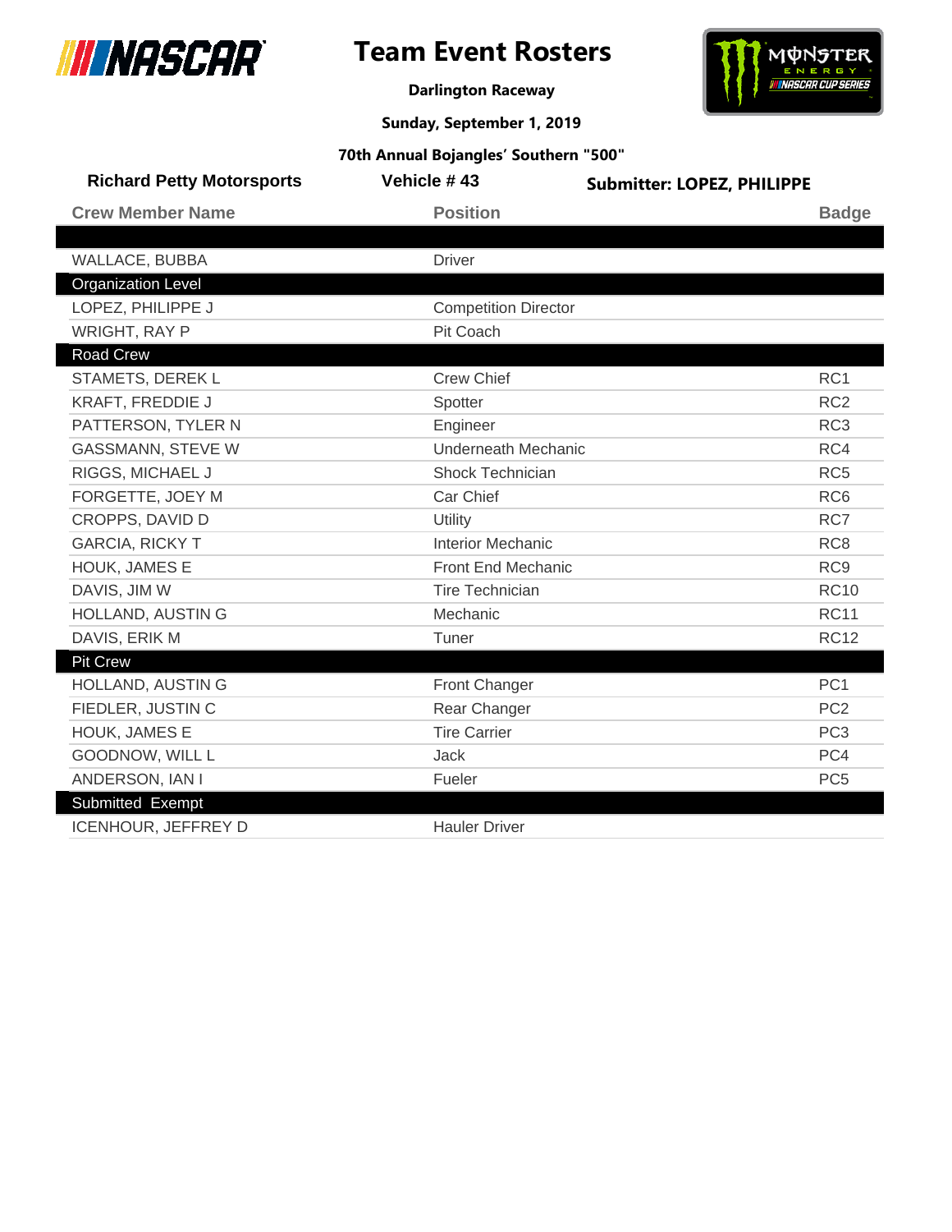# Team Event Rosters

**Darlington Raceway**

**Sunday, September 1, 2019**

**70th Annual Bojangles' Southern "500"**

**Richard Petty Motorsports** | **Vehicle # 43** | **Submitter: LOPEZ, PHILIPPE**

| Crew Member Name | Position | Badge |
|---|---|---|
| | | |
| WALLACE, BUBBA | Driver | |
| **Organization Level** | | |
| LOPEZ, PHILIPPE J | Competition Director | |
| WRIGHT, RAY P | Pit Coach | |
| **Road Crew** | | |
| STAMETS, DEREK L | Crew Chief | RC1 |
| KRAFT, FREDDIE J | Spotter | RC2 |
| PATTERSON, TYLER N | Engineer | RC3 |
| GASSMANN, STEVE W | Underneath Mechanic | RC4 |
| RIGGS, MICHAEL J | Shock Technician | RC5 |
| FORGETTE, JOEY M | Car Chief | RC6 |
| CROPPS, DAVID D | Utility | RC7 |
| GARCIA, RICKY T | Interior Mechanic | RC8 |
| HOUK, JAMES E | Front End Mechanic | RC9 |
| DAVIS, JIM W | Tire Technician | RC10 |
| HOLLAND, AUSTIN G | Mechanic | RC11 |
| DAVIS, ERIK M | Tuner | RC12 |
| **Pit Crew** | | |
| HOLLAND, AUSTIN G | Front Changer | PC1 |
| FIEDLER, JUSTIN C | Rear Changer | PC2 |
| HOUK, JAMES E | Tire Carrier | PC3 |
| GOODNOW, WILL L | Jack | PC4 |
| ANDERSON, IAN I | Fueler | PC5 |
| **Submitted Exempt** | | |
| ICENHOUR, JEFFREY D | Hauler Driver | |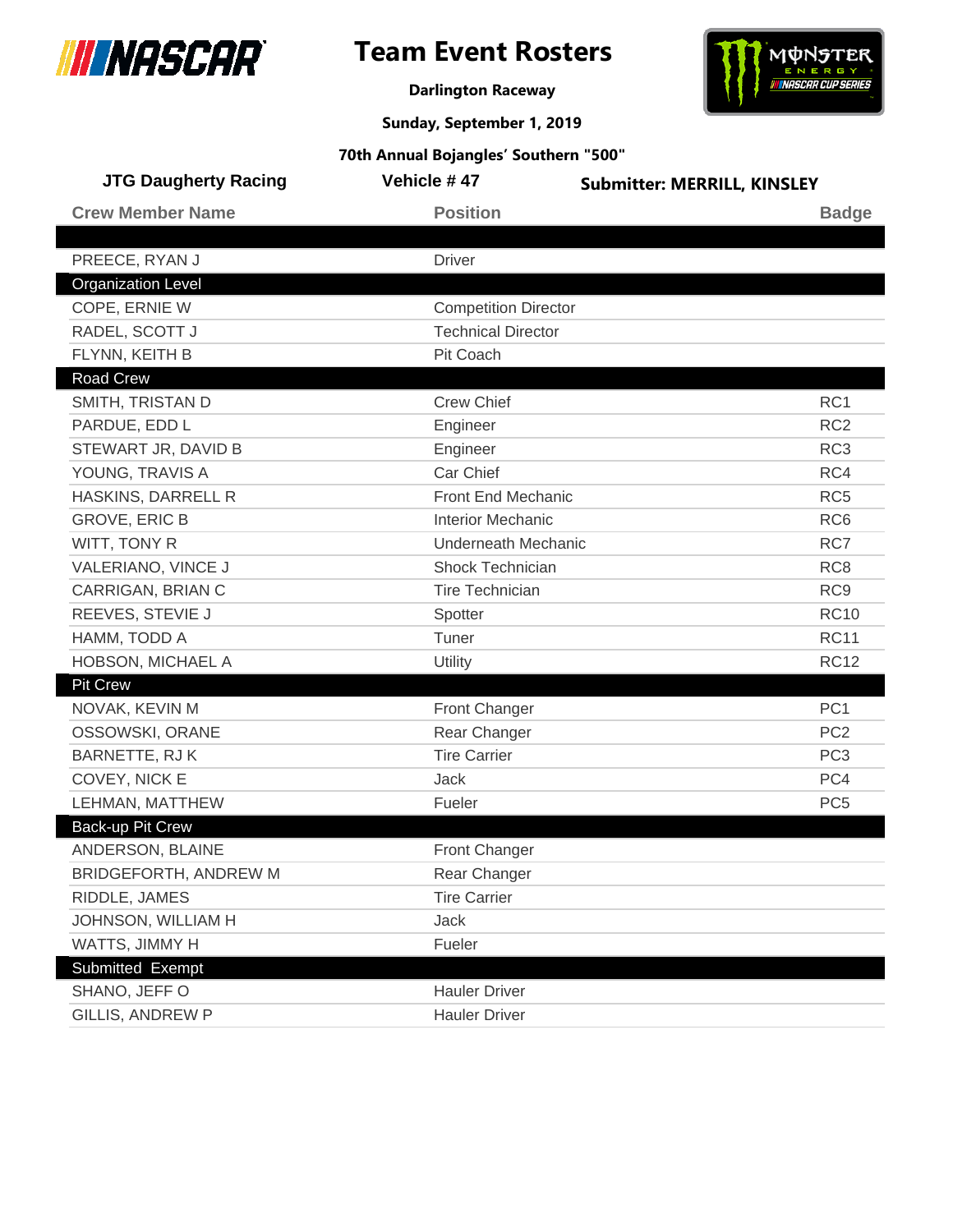# Team Event Rosters

**Darlington Raceway**

**Sunday, September 1, 2019**

**70th Annual Bojangles' Southern "500"**

**JTG Daugherty Racing** | **Vehicle # 47** | **Submitter: MERRILL, KINSLEY**

| Crew Member Name | Position | Badge |
|---|---|---|
| | | |
| PREECE, RYAN J | Driver | |
| **Organization Level** | | |
| COPE, ERNIE W | Competition Director | |
| RADEL, SCOTT J | Technical Director | |
| FLYNN, KEITH B | Pit Coach | |
| **Road Crew** | | |
| SMITH, TRISTAN D | Crew Chief | RC1 |
| PARDUE, EDD L | Engineer | RC2 |
| STEWART JR, DAVID B | Engineer | RC3 |
| YOUNG, TRAVIS A | Car Chief | RC4 |
| HASKINS, DARRELL R | Front End Mechanic | RC5 |
| GROVE, ERIC B | Interior Mechanic | RC6 |
| WITT, TONY R | Underneath Mechanic | RC7 |
| VALERIANO, VINCE J | Shock Technician | RC8 |
| CARRIGAN, BRIAN C | Tire Technician | RC9 |
| REEVES, STEVIE J | Spotter | RC10 |
| HAMM, TODD A | Tuner | RC11 |
| HOBSON, MICHAEL A | Utility | RC12 |
| **Pit Crew** | | |
| NOVAK, KEVIN M | Front Changer | PC1 |
| OSSOWSKI, ORANE | Rear Changer | PC2 |
| BARNETTE, RJ K | Tire Carrier | PC3 |
| COVEY, NICK E | Jack | PC4 |
| LEHMAN, MATTHEW | Fueler | PC5 |
| **Back-up Pit Crew** | | |
| ANDERSON, BLAINE | Front Changer | |
| BRIDGEFORTH, ANDREW M | Rear Changer | |
| RIDDLE, JAMES | Tire Carrier | |
| JOHNSON, WILLIAM H | Jack | |
| WATTS, JIMMY H | Fueler | |
| **Submitted Exempt** | | |
| SHANO, JEFF O | Hauler Driver | |
| GILLIS, ANDREW P | Hauler Driver | |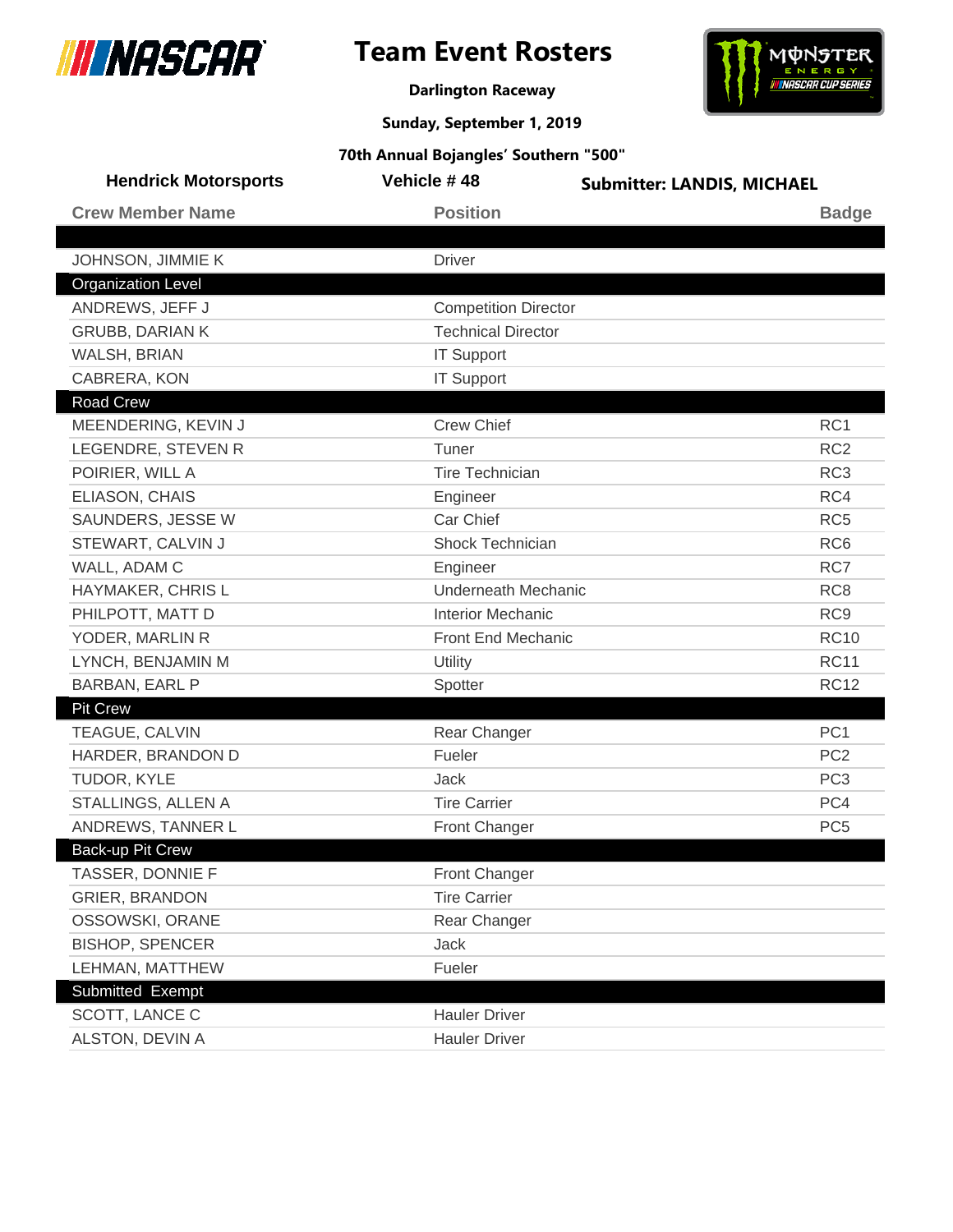# Team Event Rosters

**Darlington Raceway**

**Sunday, September 1, 2019**

**70th Annual Bojangles' Southern "500"**

**Hendrick Motorsports** | **Vehicle # 48** | **Submitter: LANDIS, MICHAEL**

| Crew Member Name | Position | Badge |
|---|---|---|
| JOHNSON, JIMMIE K | Driver | |
| **Organization Level** | | |
| ANDREWS, JEFF J | Competition Director | |
| GRUBB, DARIAN K | Technical Director | |
| WALSH, BRIAN | IT Support | |
| CABRERA, KON | IT Support | |
| **Road Crew** | | |
| MEENDERING, KEVIN J | Crew Chief | RC1 |
| LEGENDRE, STEVEN R | Tuner | RC2 |
| POIRIER, WILL A | Tire Technician | RC3 |
| ELIASON, CHAIS | Engineer | RC4 |
| SAUNDERS, JESSE W | Car Chief | RC5 |
| STEWART, CALVIN J | Shock Technician | RC6 |
| WALL, ADAM C | Engineer | RC7 |
| HAYMAKER, CHRIS L | Underneath Mechanic | RC8 |
| PHILPOTT, MATT D | Interior Mechanic | RC9 |
| YODER, MARLIN R | Front End Mechanic | RC10 |
| LYNCH, BENJAMIN M | Utility | RC11 |
| BARBAN, EARL P | Spotter | RC12 |
| **Pit Crew** | | |
| TEAGUE, CALVIN | Rear Changer | PC1 |
| HARDER, BRANDON D | Fueler | PC2 |
| TUDOR, KYLE | Jack | PC3 |
| STALLINGS, ALLEN A | Tire Carrier | PC4 |
| ANDREWS, TANNER L | Front Changer | PC5 |
| **Back-up Pit Crew** | | |
| TASSER, DONNIE F | Front Changer | |
| GRIER, BRANDON | Tire Carrier | |
| OSSOWSKI, ORANE | Rear Changer | |
| BISHOP, SPENCER | Jack | |
| LEHMAN, MATTHEW | Fueler | |
| **Submitted Exempt** | | |
| SCOTT, LANCE C | Hauler Driver | |
| ALSTON, DEVIN A | Hauler Driver | |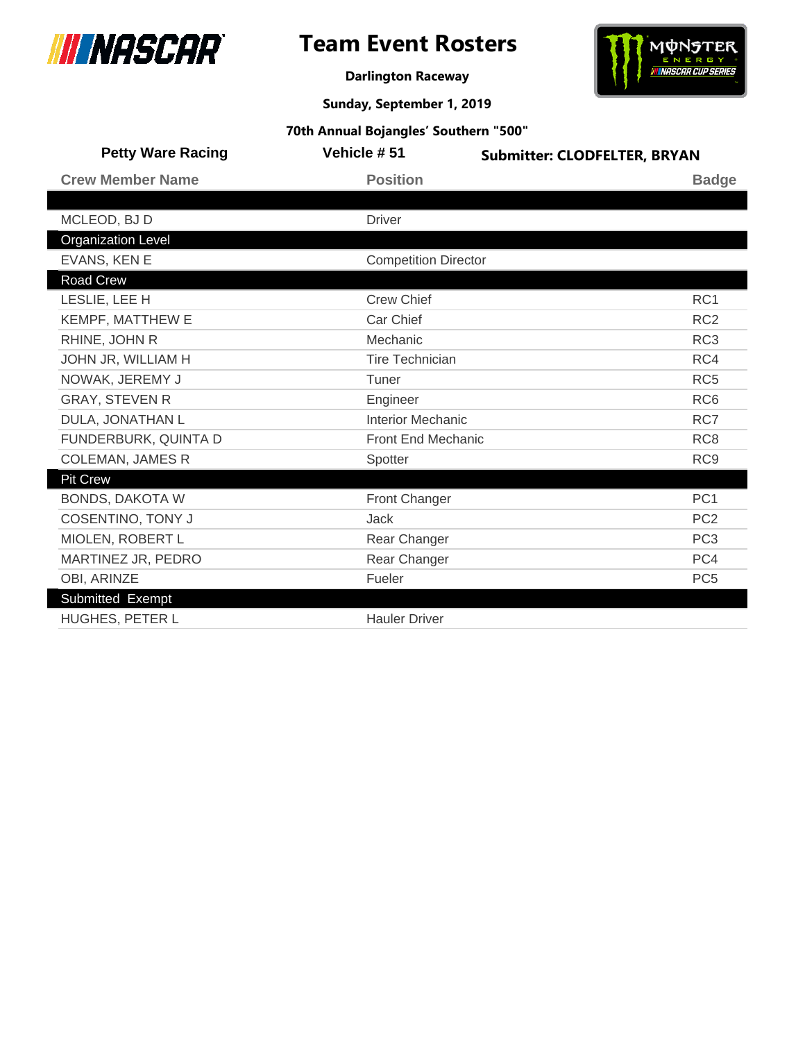# Team Event Rosters

**Darlington Raceway**

**Sunday, September 1, 2019**

**70th Annual Bojangles' Southern "500"**

**Petty Ware Racing** | **Vehicle # 51** | **Submitter: CLODFELTER, BRYAN**

| Crew Member Name | Position | Badge |
|---|---|---|
| | | |
| MCLEOD, BJ D | Driver | |
| **Organization Level** | | |
| EVANS, KEN E | Competition Director | |
| **Road Crew** | | |
| LESLIE, LEE H | Crew Chief | RC1 |
| KEMPF, MATTHEW E | Car Chief | RC2 |
| RHINE, JOHN R | Mechanic | RC3 |
| JOHN JR, WILLIAM H | Tire Technician | RC4 |
| NOWAK, JEREMY J | Tuner | RC5 |
| GRAY, STEVEN R | Engineer | RC6 |
| DULA, JONATHAN L | Interior Mechanic | RC7 |
| FUNDERBURK, QUINTA D | Front End Mechanic | RC8 |
| COLEMAN, JAMES R | Spotter | RC9 |
| **Pit Crew** | | |
| BONDS, DAKOTA W | Front Changer | PC1 |
| COSENTINO, TONY J | Jack | PC2 |
| MIOLEN, ROBERT L | Rear Changer | PC3 |
| MARTINEZ JR, PEDRO | Rear Changer | PC4 |
| OBI, ARINZE | Fueler | PC5 |
| **Submitted Exempt** | | |
| HUGHES, PETER L | Hauler Driver | |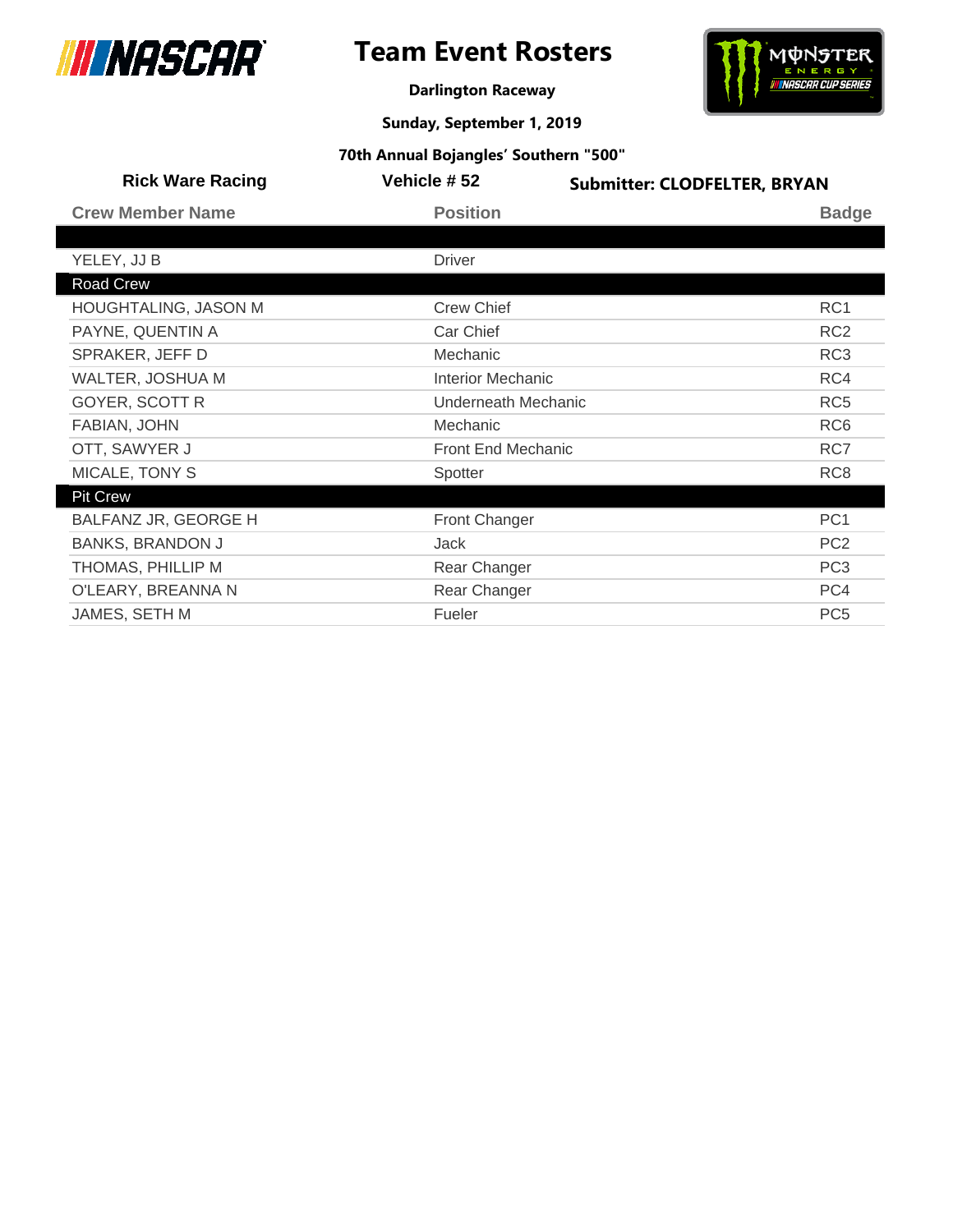# Team Event Rosters

**Darlington Raceway**

**Sunday, September 1, 2019**

**70th Annual Bojangles' Southern "500"**

**Rick Ware Racing** | **Vehicle # 52** | **Submitter: CLODFELTER, BRYAN**

| Crew Member Name | Position | Badge |
|---|---|---|
| | | |
| YELEY, JJ B | Driver | |
| **Road Crew** | | |
| HOUGHTALING, JASON M | Crew Chief | RC1 |
| PAYNE, QUENTIN A | Car Chief | RC2 |
| SPRAKER, JEFF D | Mechanic | RC3 |
| WALTER, JOSHUA M | Interior Mechanic | RC4 |
| GOYER, SCOTT R | Underneath Mechanic | RC5 |
| FABIAN, JOHN | Mechanic | RC6 |
| OTT, SAWYER J | Front End Mechanic | RC7 |
| MICALE, TONY S | Spotter | RC8 |
| **Pit Crew** | | |
| BALFANZ JR, GEORGE H | Front Changer | PC1 |
| BANKS, BRANDON J | Jack | PC2 |
| THOMAS, PHILLIP M | Rear Changer | PC3 |
| O'LEARY, BREANNA N | Rear Changer | PC4 |
| JAMES, SETH M | Fueler | PC5 |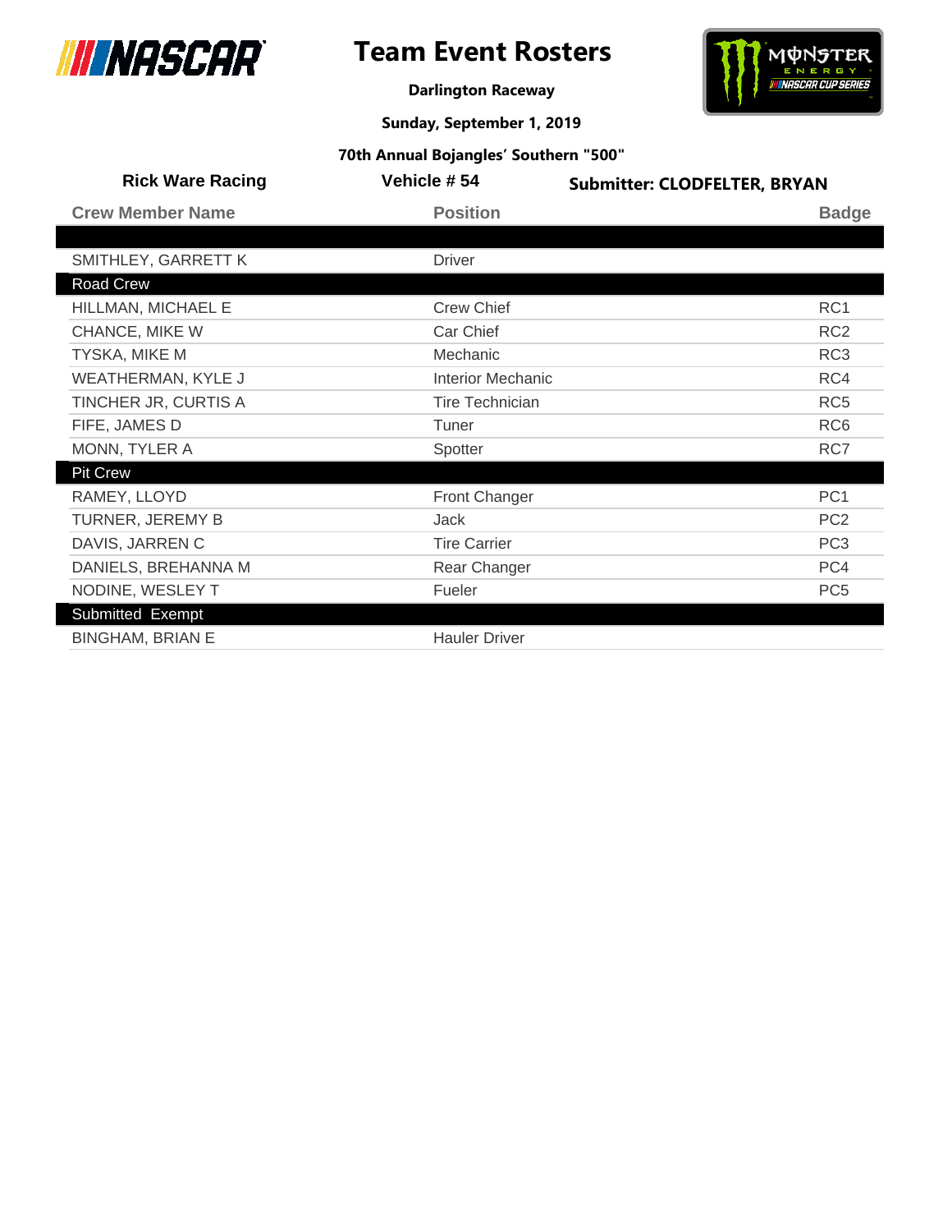# Team Event Rosters

**Darlington Raceway**

**Sunday, September 1, 2019**

**70th Annual Bojangles' Southern "500"**

**Rick Ware Racing** | **Vehicle # 54** | **Submitter: CLODFELTER, BRYAN**

| Crew Member Name | Position | Badge |
|---|---|---|
| | | |
| SMITHLEY, GARRETT K | Driver | |
| **Road Crew** | | |
| HILLMAN, MICHAEL E | Crew Chief | RC1 |
| CHANCE, MIKE W | Car Chief | RC2 |
| TYSKA, MIKE M | Mechanic | RC3 |
| WEATHERMAN, KYLE J | Interior Mechanic | RC4 |
| TINCHER JR, CURTIS A | Tire Technician | RC5 |
| FIFE, JAMES D | Tuner | RC6 |
| MONN, TYLER A | Spotter | RC7 |
| **Pit Crew** | | |
| RAMEY, LLOYD | Front Changer | PC1 |
| TURNER, JEREMY B | Jack | PC2 |
| DAVIS, JARREN C | Tire Carrier | PC3 |
| DANIELS, BREHANNA M | Rear Changer | PC4 |
| NODINE, WESLEY T | Fueler | PC5 |
| **Submitted Exempt** | | |
| BINGHAM, BRIAN E | Hauler Driver | |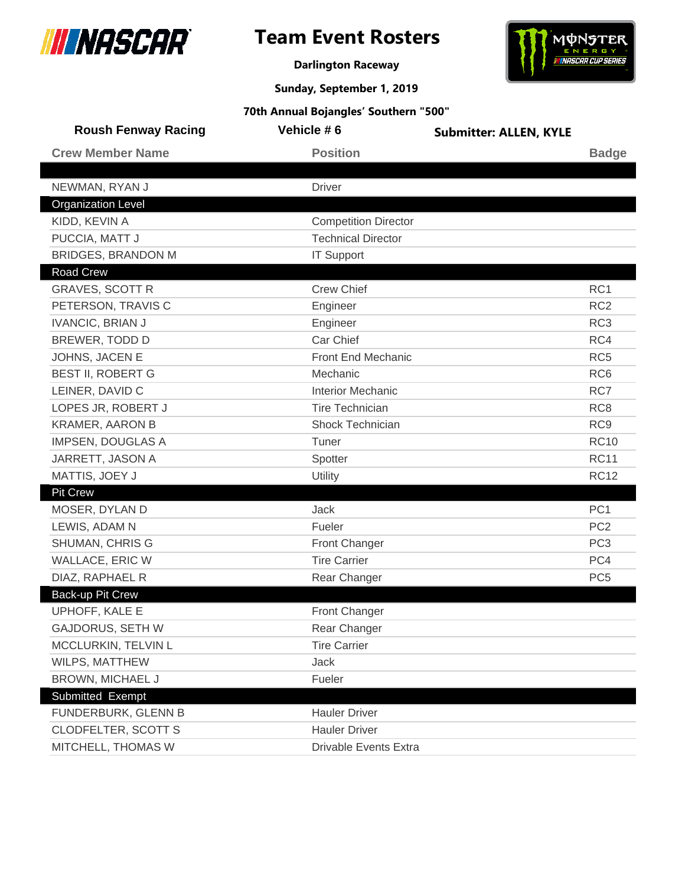# Team Event Rosters

**Darlington Raceway**

**Sunday, September 1, 2019**

**70th Annual Bojangles' Southern "500"**

**Roush Fenway Racing** | **Vehicle # 6** | **Submitter: ALLEN, KYLE**

| Crew Member Name | Position | Badge |
|---|---|---|
| NEWMAN, RYAN J | Driver | |
| **Organization Level** | | |
| KIDD, KEVIN A | Competition Director | |
| PUCCIA, MATT J | Technical Director | |
| BRIDGES, BRANDON M | IT Support | |
| **Road Crew** | | |
| GRAVES, SCOTT R | Crew Chief | RC1 |
| PETERSON, TRAVIS C | Engineer | RC2 |
| IVANCIC, BRIAN J | Engineer | RC3 |
| BREWER, TODD D | Car Chief | RC4 |
| JOHNS, JACEN E | Front End Mechanic | RC5 |
| BEST II, ROBERT G | Mechanic | RC6 |
| LEINER, DAVID C | Interior Mechanic | RC7 |
| LOPES JR, ROBERT J | Tire Technician | RC8 |
| KRAMER, AARON B | Shock Technician | RC9 |
| IMPSEN, DOUGLAS A | Tuner | RC10 |
| JARRETT, JASON A | Spotter | RC11 |
| MATTIS, JOEY J | Utility | RC12 |
| **Pit Crew** | | |
| MOSER, DYLAN D | Jack | PC1 |
| LEWIS, ADAM N | Fueler | PC2 |
| SHUMAN, CHRIS G | Front Changer | PC3 |
| WALLACE, ERIC W | Tire Carrier | PC4 |
| DIAZ, RAPHAEL R | Rear Changer | PC5 |
| **Back-up Pit Crew** | | |
| UPHOFF, KALE E | Front Changer | |
| GAJDORUS, SETH W | Rear Changer | |
| MCCLURKIN, TELVIN L | Tire Carrier | |
| WILPS, MATTHEW | Jack | |
| BROWN, MICHAEL J | Fueler | |
| **Submitted Exempt** | | |
| FUNDERBURK, GLENN B | Hauler Driver | |
| CLODFELTER, SCOTT S | Hauler Driver | |
| MITCHELL, THOMAS W | Drivable Events Extra | |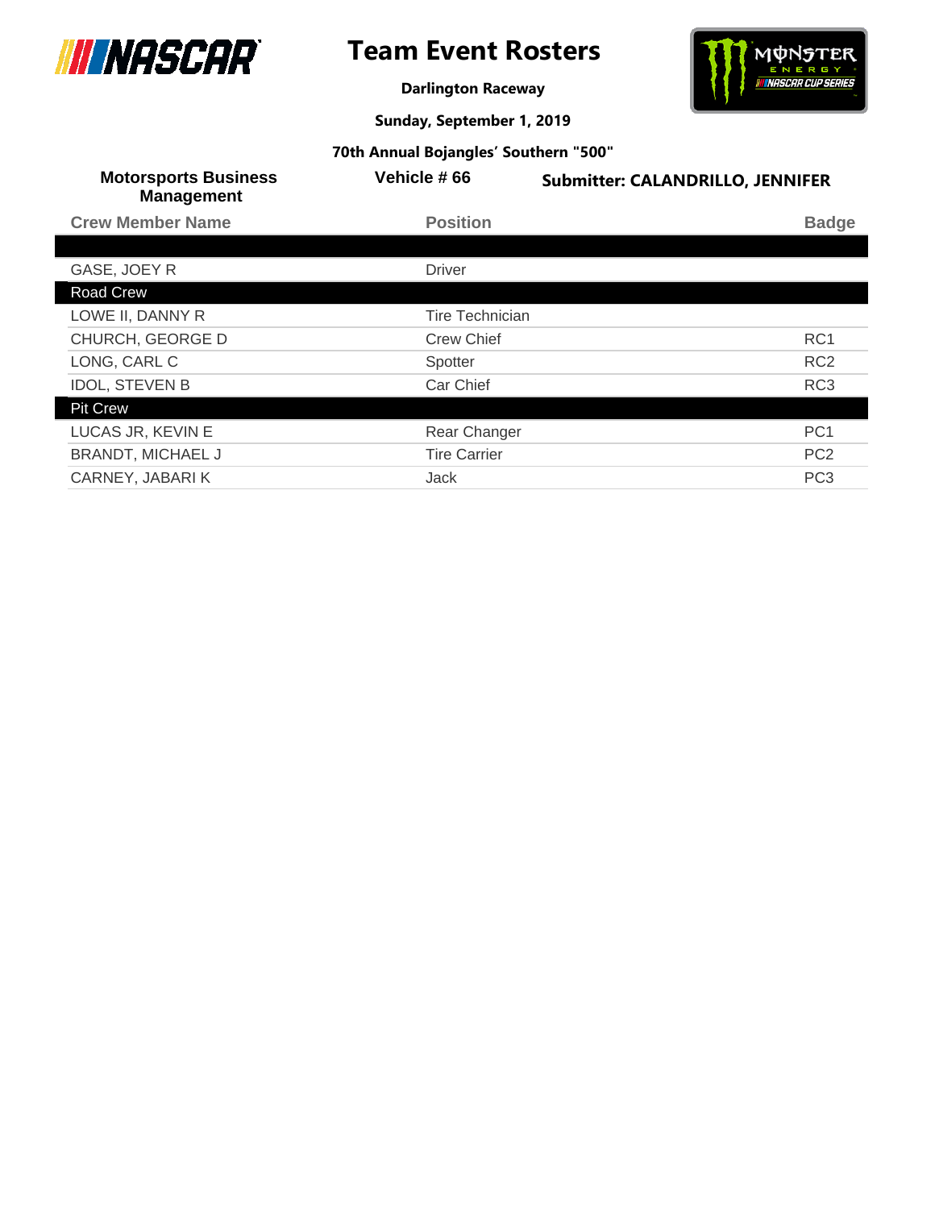# Team Event Rosters

**Darlington Raceway**

**Sunday, September 1, 2019**

**70th Annual Bojangles' Southern "500"**

**Motorsports Business Management**

**Vehicle # 66**

**Submitter: CALANDRILLO, JENNIFER**

| Crew Member Name | Position | Badge |
|---|---|---|
| | | |
| GASE, JOEY R | Driver | |
| **Road Crew** | | |
| LOWE II, DANNY R | Tire Technician | |
| CHURCH, GEORGE D | Crew Chief | RC1 |
| LONG, CARL C | Spotter | RC2 |
| IDOL, STEVEN B | Car Chief | RC3 |
| **Pit Crew** | | |
| LUCAS JR, KEVIN E | Rear Changer | PC1 |
| BRANDT, MICHAEL J | Tire Carrier | PC2 |
| CARNEY, JABARI K | Jack | PC3 |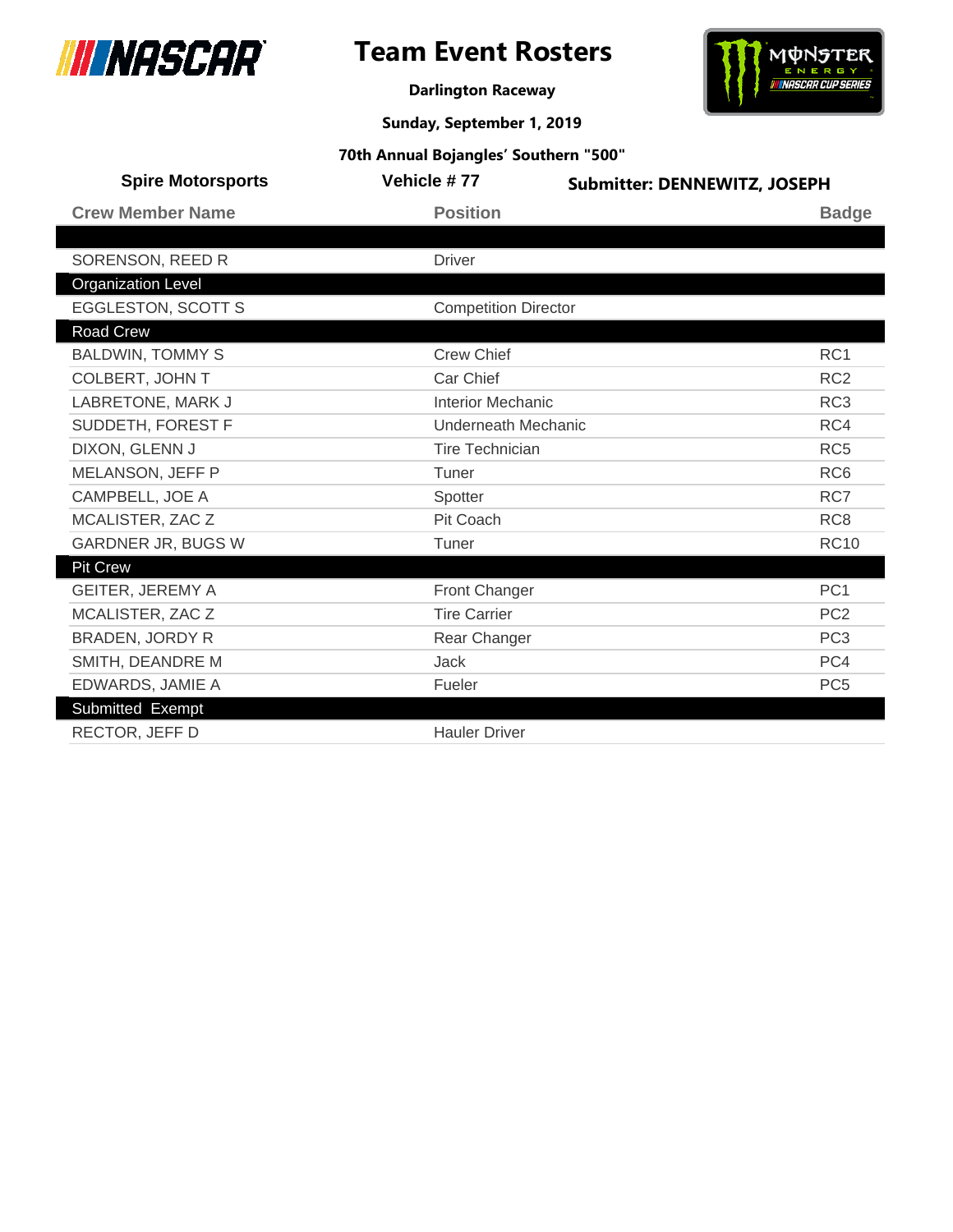# Team Event Rosters

**Darlington Raceway**

**Sunday, September 1, 2019**

**70th Annual Bojangles' Southern "500"**

**Spire Motorsports** | **Vehicle # 77** | **Submitter: DENNEWITZ, JOSEPH**

| Crew Member Name | Position | Badge |
|---|---|---|
| | | |
| SORENSON, REED R | Driver | |
| **Organization Level** | | |
| EGGLESTON, SCOTT S | Competition Director | |
| **Road Crew** | | |
| BALDWIN, TOMMY S | Crew Chief | RC1 |
| COLBERT, JOHN T | Car Chief | RC2 |
| LABRETONE, MARK J | Interior Mechanic | RC3 |
| SUDDETH, FOREST F | Underneath Mechanic | RC4 |
| DIXON, GLENN J | Tire Technician | RC5 |
| MELANSON, JEFF P | Tuner | RC6 |
| CAMPBELL, JOE A | Spotter | RC7 |
| MCALISTER, ZAC Z | Pit Coach | RC8 |
| GARDNER JR, BUGS W | Tuner | RC10 |
| **Pit Crew** | | |
| GEITER, JEREMY A | Front Changer | PC1 |
| MCALISTER, ZAC Z | Tire Carrier | PC2 |
| BRADEN, JORDY R | Rear Changer | PC3 |
| SMITH, DEANDRE M | Jack | PC4 |
| EDWARDS, JAMIE A | Fueler | PC5 |
| **Submitted Exempt** | | |
| RECTOR, JEFF D | Hauler Driver | |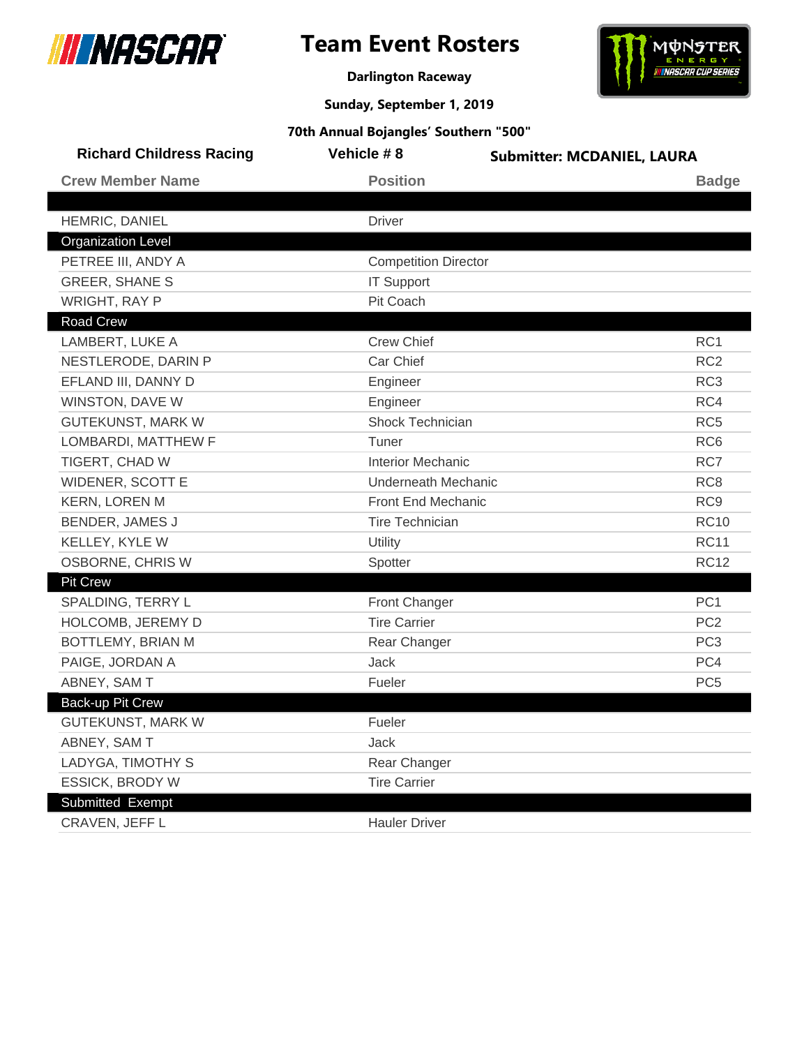# Team Event Rosters

**Darlington Raceway**

**Sunday, September 1, 2019**

**70th Annual Bojangles' Southern "500"**

**Richard Childress Racing** | **Vehicle # 8** | **Submitter: MCDANIEL, LAURA**

| Crew Member Name | Position | Badge |
|---|---|---|
| HEMRIC, DANIEL | Driver | |
| **Organization Level** | | |
| PETREE III, ANDY A | Competition Director | |
| GREER, SHANE S | IT Support | |
| WRIGHT, RAY P | Pit Coach | |
| **Road Crew** | | |
| LAMBERT, LUKE A | Crew Chief | RC1 |
| NESTLERODE, DARIN P | Car Chief | RC2 |
| EFLAND III, DANNY D | Engineer | RC3 |
| WINSTON, DAVE W | Engineer | RC4 |
| GUTEKUNST, MARK W | Shock Technician | RC5 |
| LOMBARDI, MATTHEW F | Tuner | RC6 |
| TIGERT, CHAD W | Interior Mechanic | RC7 |
| WIDENER, SCOTT E | Underneath Mechanic | RC8 |
| KERN, LOREN M | Front End Mechanic | RC9 |
| BENDER, JAMES J | Tire Technician | RC10 |
| KELLEY, KYLE W | Utility | RC11 |
| OSBORNE, CHRIS W | Spotter | RC12 |
| **Pit Crew** | | |
| SPALDING, TERRY L | Front Changer | PC1 |
| HOLCOMB, JEREMY D | Tire Carrier | PC2 |
| BOTTLEMY, BRIAN M | Rear Changer | PC3 |
| PAIGE, JORDAN A | Jack | PC4 |
| ABNEY, SAM T | Fueler | PC5 |
| **Back-up Pit Crew** | | |
| GUTEKUNST, MARK W | Fueler | |
| ABNEY, SAM T | Jack | |
| LADYGA, TIMOTHY S | Rear Changer | |
| ESSICK, BRODY W | Tire Carrier | |
| **Submitted Exempt** | | |
| CRAVEN, JEFF L | Hauler Driver | |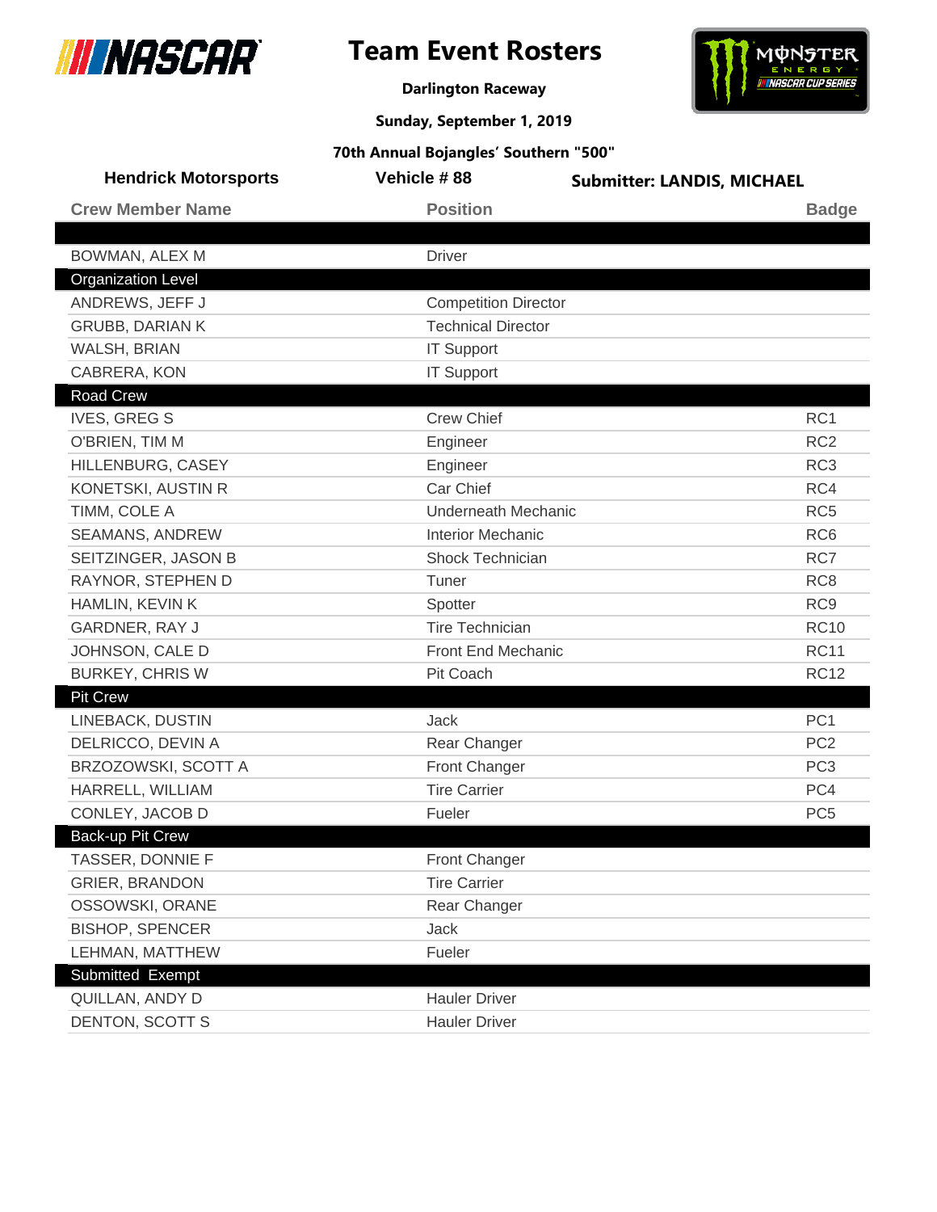# Team Event Rosters

**Darlington Raceway**

**Sunday, September 1, 2019**

**70th Annual Bojangles' Southern "500"**

**Hendrick Motorsports** | **Vehicle # 88** | **Submitter: LANDIS, MICHAEL**

| Crew Member Name | Position | Badge |
|---|---|---|
| | | |
| BOWMAN, ALEX M | Driver | |
| **Organization Level** | | |
| ANDREWS, JEFF J | Competition Director | |
| GRUBB, DARIAN K | Technical Director | |
| WALSH, BRIAN | IT Support | |
| CABRERA, KON | IT Support | |
| **Road Crew** | | |
| IVES, GREG S | Crew Chief | RC1 |
| O'BRIEN, TIM M | Engineer | RC2 |
| HILLENBURG, CASEY | Engineer | RC3 |
| KONETSKI, AUSTIN R | Car Chief | RC4 |
| TIMM, COLE A | Underneath Mechanic | RC5 |
| SEAMANS, ANDREW | Interior Mechanic | RC6 |
| SEITZINGER, JASON B | Shock Technician | RC7 |
| RAYNOR, STEPHEN D | Tuner | RC8 |
| HAMLIN, KEVIN K | Spotter | RC9 |
| GARDNER, RAY J | Tire Technician | RC10 |
| JOHNSON, CALE D | Front End Mechanic | RC11 |
| BURKEY, CHRIS W | Pit Coach | RC12 |
| **Pit Crew** | | |
| LINEBACK, DUSTIN | Jack | PC1 |
| DELRICCO, DEVIN A | Rear Changer | PC2 |
| BRZOZOWSKI, SCOTT A | Front Changer | PC3 |
| HARRELL, WILLIAM | Tire Carrier | PC4 |
| CONLEY, JACOB D | Fueler | PC5 |
| **Back-up Pit Crew** | | |
| TASSER, DONNIE F | Front Changer | |
| GRIER, BRANDON | Tire Carrier | |
| OSSOWSKI, ORANE | Rear Changer | |
| BISHOP, SPENCER | Jack | |
| LEHMAN, MATTHEW | Fueler | |
| **Submitted Exempt** | | |
| QUILLAN, ANDY D | Hauler Driver | |
| DENTON, SCOTT S | Hauler Driver | |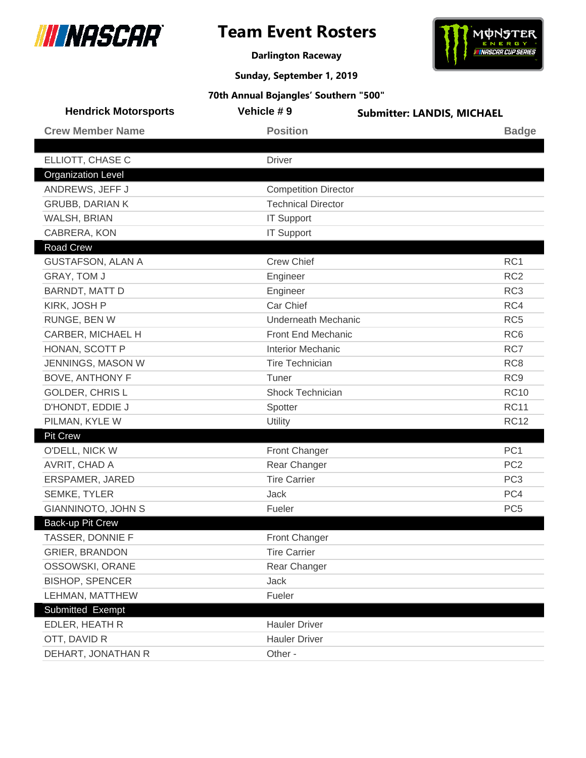# Team Event Rosters

**Darlington Raceway**

**Sunday, September 1, 2019**

**70th Annual Bojangles' Southern "500"**

**Hendrick Motorsports** | **Vehicle # 9** | **Submitter: LANDIS, MICHAEL**

| Crew Member Name | Position | Badge |
|---|---|---|
| ELLIOTT, CHASE C | Driver | |
| **Organization Level** | | |
| ANDREWS, JEFF J | Competition Director | |
| GRUBB, DARIAN K | Technical Director | |
| WALSH, BRIAN | IT Support | |
| CABRERA, KON | IT Support | |
| **Road Crew** | | |
| GUSTAFSON, ALAN A | Crew Chief | RC1 |
| GRAY, TOM J | Engineer | RC2 |
| BARNDT, MATT D | Engineer | RC3 |
| KIRK, JOSH P | Car Chief | RC4 |
| RUNGE, BEN W | Underneath Mechanic | RC5 |
| CARBER, MICHAEL H | Front End Mechanic | RC6 |
| HONAN, SCOTT P | Interior Mechanic | RC7 |
| JENNINGS, MASON W | Tire Technician | RC8 |
| BOVE, ANTHONY F | Tuner | RC9 |
| GOLDER, CHRIS L | Shock Technician | RC10 |
| D'HONDT, EDDIE J | Spotter | RC11 |
| PILMAN, KYLE W | Utility | RC12 |
| **Pit Crew** | | |
| O'DELL, NICK W | Front Changer | PC1 |
| AVRIT, CHAD A | Rear Changer | PC2 |
| ERSPAMER, JARED | Tire Carrier | PC3 |
| SEMKE, TYLER | Jack | PC4 |
| GIANNINOTO, JOHN S | Fueler | PC5 |
| **Back-up Pit Crew** | | |
| TASSER, DONNIE F | Front Changer | |
| GRIER, BRANDON | Tire Carrier | |
| OSSOWSKI, ORANE | Rear Changer | |
| BISHOP, SPENCER | Jack | |
| LEHMAN, MATTHEW | Fueler | |
| **Submitted Exempt** | | |
| EDLER, HEATH R | Hauler Driver | |
| OTT, DAVID R | Hauler Driver | |
| DEHART, JONATHAN R | Other - | |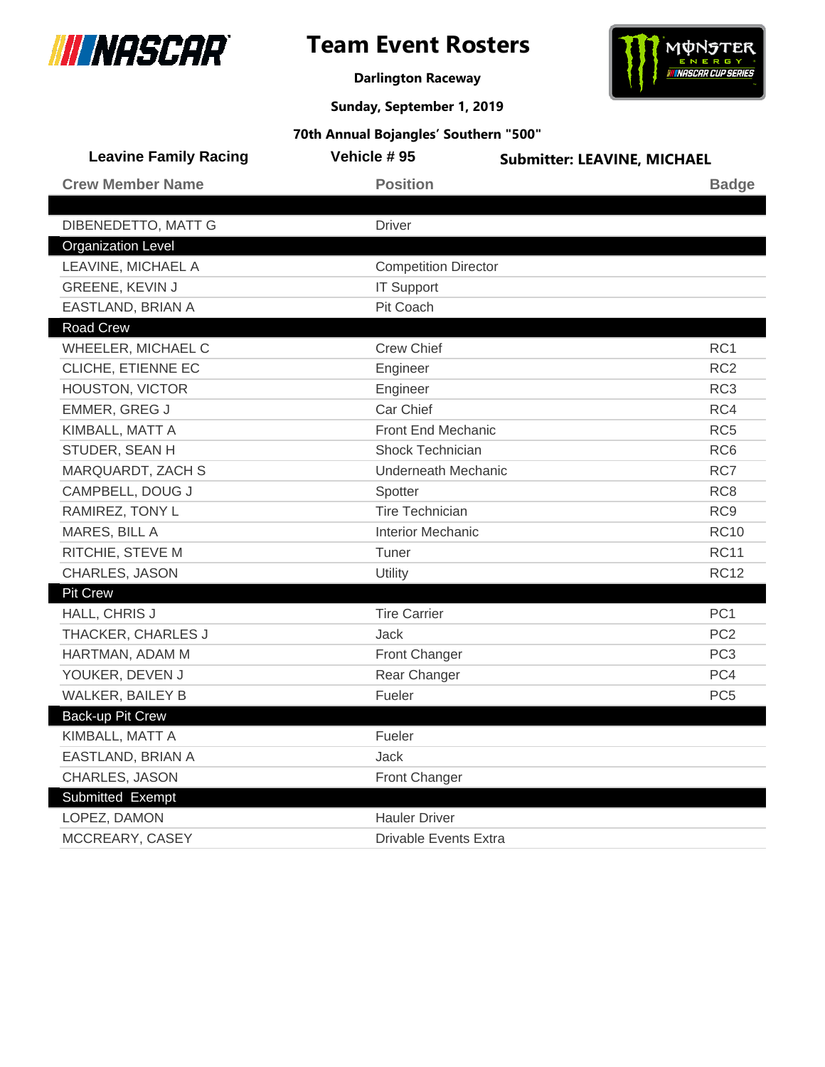# Team Event Rosters

**Darlington Raceway**

**Sunday, September 1, 2019**

**70th Annual Bojangles' Southern "500"**

**Leavine Family Racing** | **Vehicle # 95** | **Submitter: LEAVINE, MICHAEL**

| Crew Member Name | Position | Badge |
|---|---|---|
| | | |
| DIBENEDETTO, MATT G | Driver | |
| **Organization Level** | | |
| LEAVINE, MICHAEL A | Competition Director | |
| GREENE, KEVIN J | IT Support | |
| EASTLAND, BRIAN A | Pit Coach | |
| **Road Crew** | | |
| WHEELER, MICHAEL C | Crew Chief | RC1 |
| CLICHE, ETIENNE EC | Engineer | RC2 |
| HOUSTON, VICTOR | Engineer | RC3 |
| EMMER, GREG J | Car Chief | RC4 |
| KIMBALL, MATT A | Front End Mechanic | RC5 |
| STUDER, SEAN H | Shock Technician | RC6 |
| MARQUARDT, ZACH S | Underneath Mechanic | RC7 |
| CAMPBELL, DOUG J | Spotter | RC8 |
| RAMIREZ, TONY L | Tire Technician | RC9 |
| MARES, BILL A | Interior Mechanic | RC10 |
| RITCHIE, STEVE M | Tuner | RC11 |
| CHARLES, JASON | Utility | RC12 |
| **Pit Crew** | | |
| HALL, CHRIS J | Tire Carrier | PC1 |
| THACKER, CHARLES J | Jack | PC2 |
| HARTMAN, ADAM M | Front Changer | PC3 |
| YOUKER, DEVEN J | Rear Changer | PC4 |
| WALKER, BAILEY B | Fueler | PC5 |
| **Back-up Pit Crew** | | |
| KIMBALL, MATT A | Fueler | |
| EASTLAND, BRIAN A | Jack | |
| CHARLES, JASON | Front Changer | |
| **Submitted Exempt** | | |
| LOPEZ, DAMON | Hauler Driver | |
| MCCREARY, CASEY | Drivable Events Extra | |